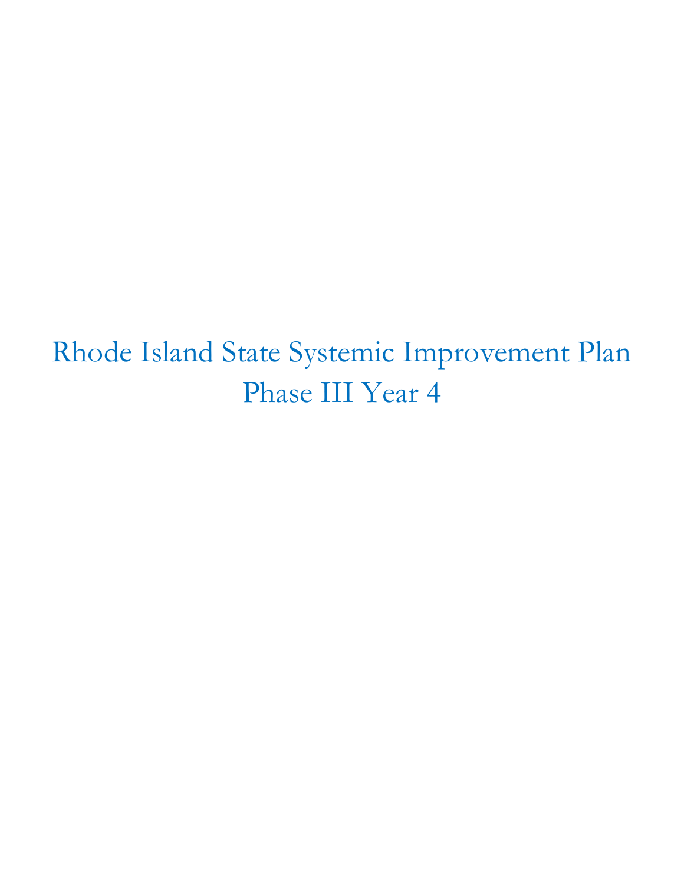# Rhode Island State Systemic Improvement Plan Phase III Year 4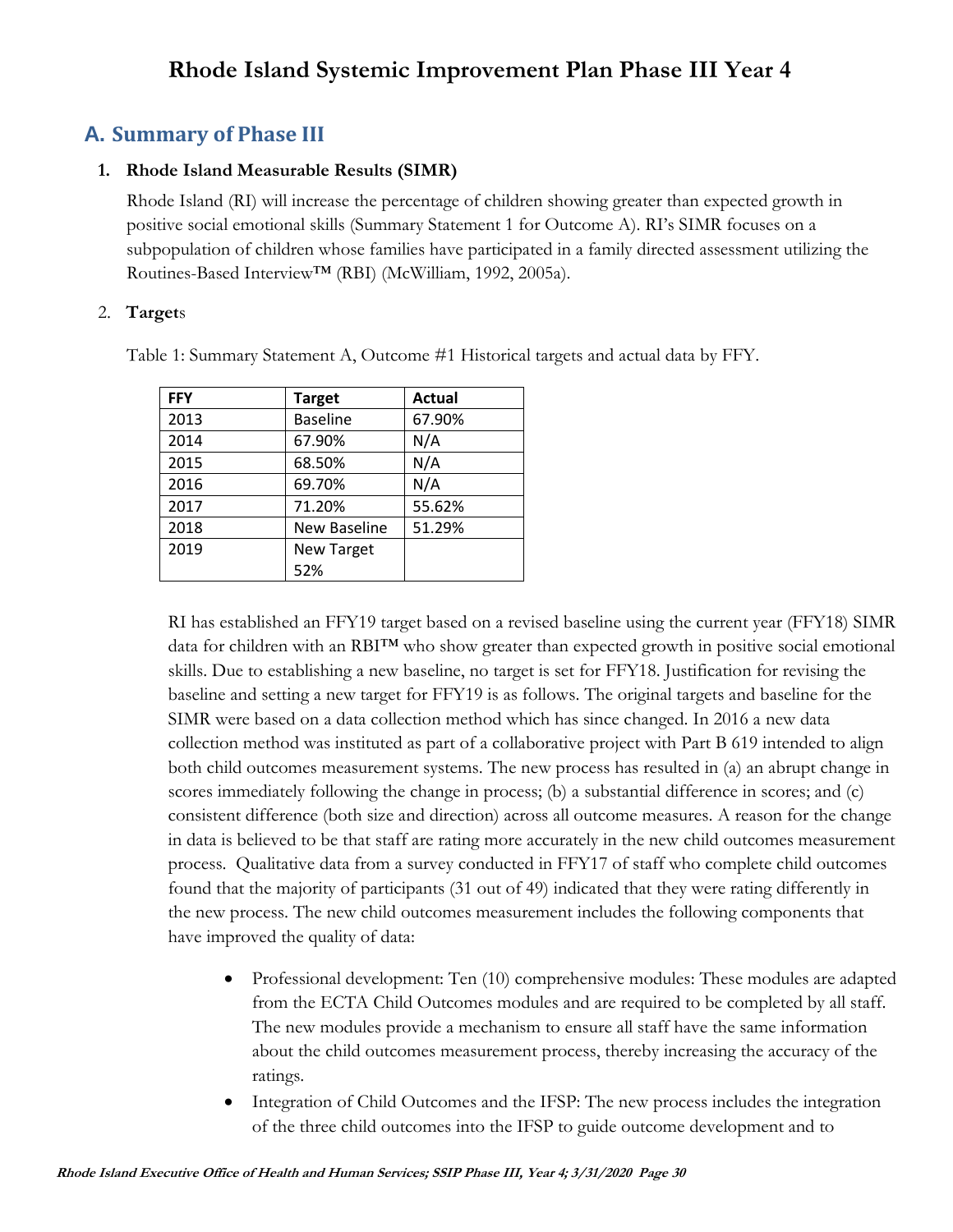# Rhode Island Systemic Improvement Plan Phase III Year 4

## A. Summary of Phase III

### 1. Rhode Island Measurable Results (SIMR)

Rhode Island (RI) will increase the percentage of children showing greater than expected growth in positive social emotional skills (Summary Statement 1 for Outcome A). RI's SIMR focuses on a subpopulation of children whose families have participated in a family directed assessment utilizing the Routines-Based Interview™ (RBI) (McWilliam, 1992, 2005a).

### 2. Targets

Table 1: Summary Statement A, Outcome #1 Historical targets and actual data by FFY.

| FFY | Target | Actual |
|---|---|---|
| 2013 | Baseline | 67.90% |
| 2014 | 67.90% | N/A |
| 2015 | 68.50% | N/A |
| 2016 | 69.70% | N/A |
| 2017 | 71.20% | 55.62% |
| 2018 | New Baseline | 51.29% |
| 2019 | New Target 52% | |

RI has established an FFY19 target based on a revised baseline using the current year (FFY18) SIMR data for children with an RBI™ who show greater than expected growth in positive social emotional skills. Due to establishing a new baseline, no target is set for FFY18. Justification for revising the baseline and setting a new target for FFY19 is as follows. The original targets and baseline for the SIMR were based on a data collection method which has since changed. In 2016 a new data collection method was instituted as part of a collaborative project with Part B 619 intended to align both child outcomes measurement systems. The new process has resulted in (a) an abrupt change in scores immediately following the change in process; (b) a substantial difference in scores; and (c) consistent difference (both size and direction) across all outcome measures. A reason for the change in data is believed to be that staff are rating more accurately in the new child outcomes measurement process. Qualitative data from a survey conducted in FFY17 of staff who complete child outcomes found that the majority of participants (31 out of 49) indicated that they were rating differently in the new process. The new child outcomes measurement includes the following components that have improved the quality of data:

- Professional development: Ten (10) comprehensive modules: These modules are adapted from the ECTA Child Outcomes modules and are required to be completed by all staff. The new modules provide a mechanism to ensure all staff have the same information about the child outcomes measurement process, thereby increasing the accuracy of the ratings.
- Integration of Child Outcomes and the IFSP: The new process includes the integration of the three child outcomes into the IFSP to guide outcome development and to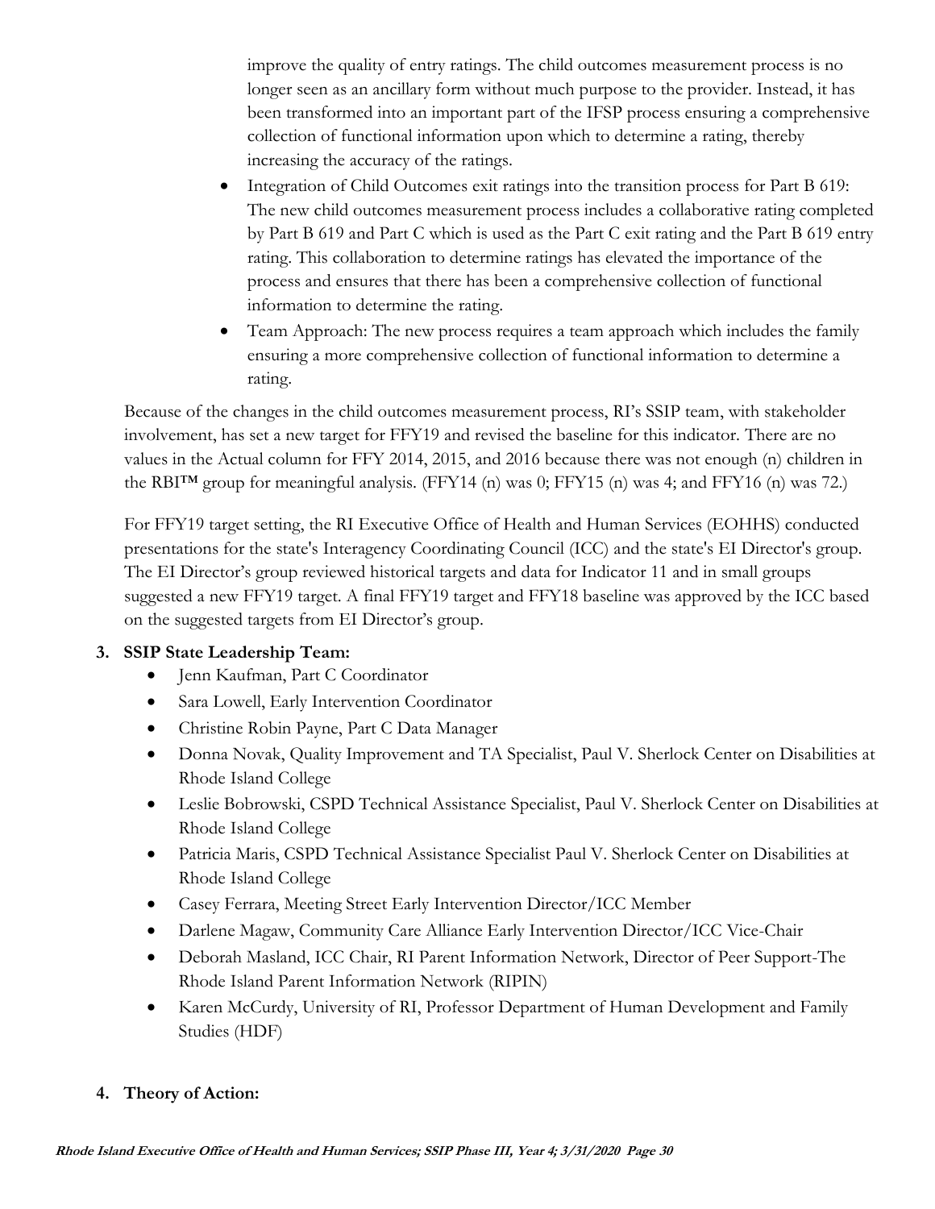improve the quality of entry ratings. The child outcomes measurement process is no longer seen as an ancillary form without much purpose to the provider. Instead, it has been transformed into an important part of the IFSP process ensuring a comprehensive collection of functional information upon which to determine a rating, thereby increasing the accuracy of the ratings.

- Integration of Child Outcomes exit ratings into the transition process for Part B 619: The new child outcomes measurement process includes a collaborative rating completed by Part B 619 and Part C which is used as the Part C exit rating and the Part B 619 entry rating. This collaboration to determine ratings has elevated the importance of the process and ensures that there has been a comprehensive collection of functional information to determine the rating.
- Team Approach: The new process requires a team approach which includes the family ensuring a more comprehensive collection of functional information to determine a rating.

Because of the changes in the child outcomes measurement process, RI's SSIP team, with stakeholder involvement, has set a new target for FFY19 and revised the baseline for this indicator. There are no values in the Actual column for FFY 2014, 2015, and 2016 because there was not enough (n) children in the RBI™ group for meaningful analysis. (FFY14 (n) was 0; FFY15 (n) was 4; and FFY16 (n) was 72.)

For FFY19 target setting, the RI Executive Office of Health and Human Services (EOHHS) conducted presentations for the state's Interagency Coordinating Council (ICC) and the state's EI Director's group. The EI Director's group reviewed historical targets and data for Indicator 11 and in small groups suggested a new FFY19 target. A final FFY19 target and FFY18 baseline was approved by the ICC based on the suggested targets from EI Director's group.

3. **SSIP State Leadership Team:**
   - Jenn Kaufman, Part C Coordinator
   - Sara Lowell, Early Intervention Coordinator
   - Christine Robin Payne, Part C Data Manager
   - Donna Novak, Quality Improvement and TA Specialist, Paul V. Sherlock Center on Disabilities at Rhode Island College
   - Leslie Bobrowski, CSPD Technical Assistance Specialist, Paul V. Sherlock Center on Disabilities at Rhode Island College
   - Patricia Maris, CSPD Technical Assistance Specialist Paul V. Sherlock Center on Disabilities at Rhode Island College
   - Casey Ferrara, Meeting Street Early Intervention Director/ICC Member
   - Darlene Magaw, Community Care Alliance Early Intervention Director/ICC Vice-Chair
   - Deborah Masland, ICC Chair, RI Parent Information Network, Director of Peer Support-The Rhode Island Parent Information Network (RIPIN)
   - Karen McCurdy, University of RI, Professor Department of Human Development and Family Studies (HDF)

4. **Theory of Action:**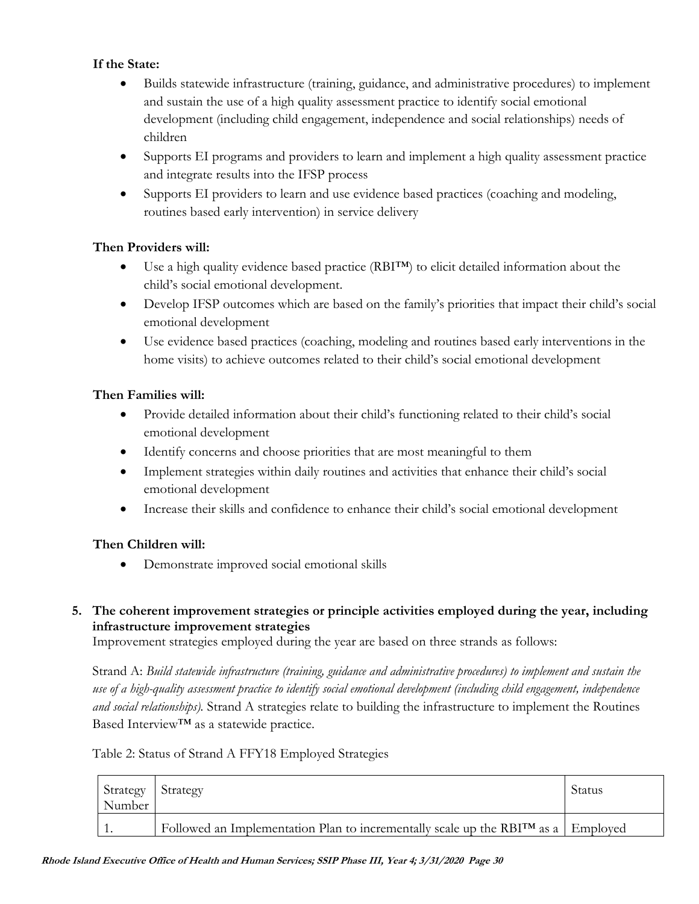**If the State:**

- Builds statewide infrastructure (training, guidance, and administrative procedures) to implement and sustain the use of a high quality assessment practice to identify social emotional development (including child engagement, independence and social relationships) needs of children
- Supports EI programs and providers to learn and implement a high quality assessment practice and integrate results into the IFSP process
- Supports EI providers to learn and use evidence based practices (coaching and modeling, routines based early intervention) in service delivery

**Then Providers will:**

- Use a high quality evidence based practice (RBI™) to elicit detailed information about the child's social emotional development.
- Develop IFSP outcomes which are based on the family's priorities that impact their child's social emotional development
- Use evidence based practices (coaching, modeling and routines based early interventions in the home visits) to achieve outcomes related to their child's social emotional development

**Then Families will:**

- Provide detailed information about their child's functioning related to their child's social emotional development
- Identify concerns and choose priorities that are most meaningful to them
- Implement strategies within daily routines and activities that enhance their child's social emotional development
- Increase their skills and confidence to enhance their child's social emotional development

**Then Children will:**

- Demonstrate improved social emotional skills

**5. The coherent improvement strategies or principle activities employed during the year, including infrastructure improvement strategies**

Improvement strategies employed during the year are based on three strands as follows:

Strand A: *Build statewide infrastructure (training, guidance and administrative procedures) to implement and sustain the use of a high-quality assessment practice to identify social emotional development (including child engagement, independence and social relationships).* Strand A strategies relate to building the infrastructure to implement the Routines Based Interview™ as a statewide practice.

Table 2: Status of Strand A FFY18 Employed Strategies

| Strategy Number | Strategy | Status |
|---|---|---|
| 1. | Followed an Implementation Plan to incrementally scale up the RBI™ as a | Employed |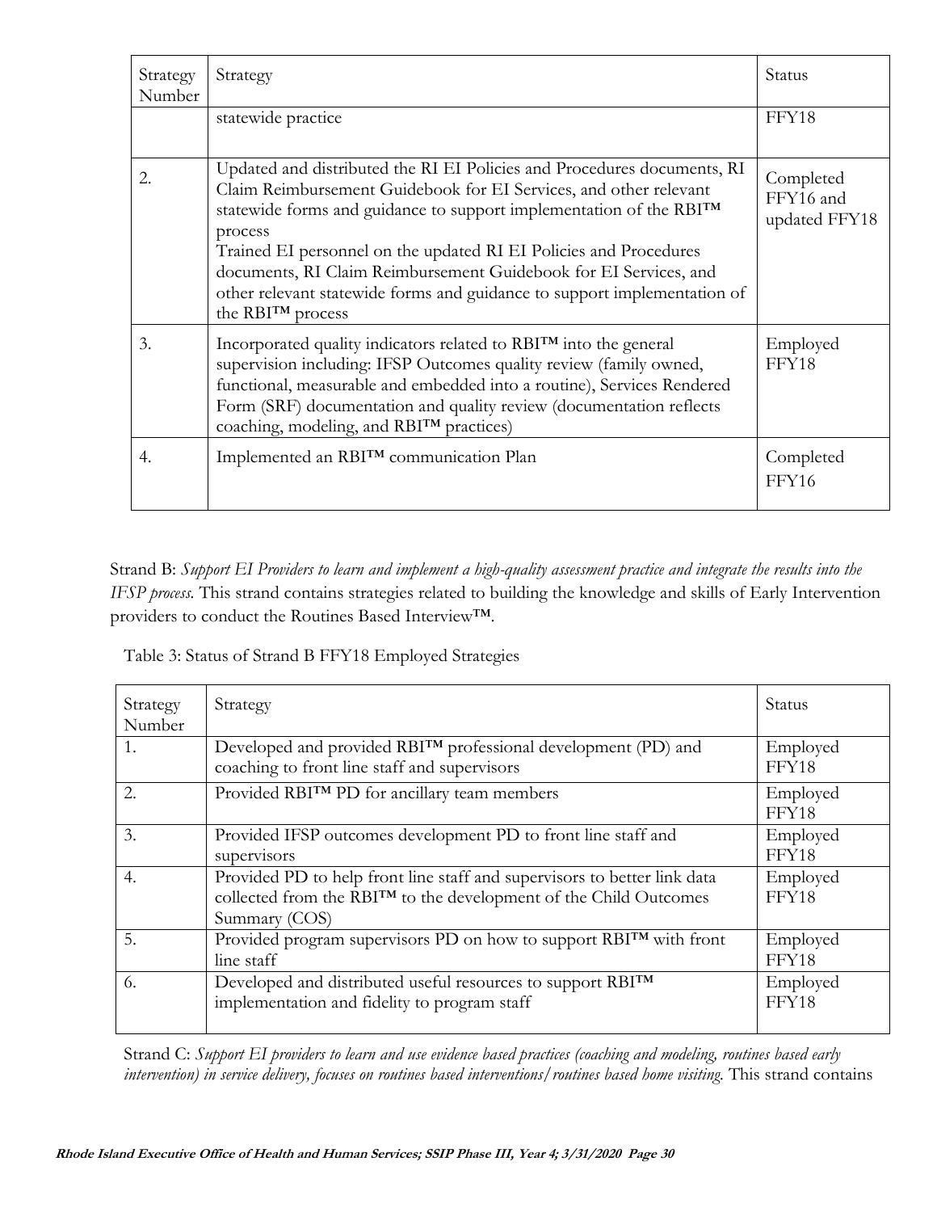| Strategy Number | Strategy | Status |
|---|---|---|
| | statewide practice | FFY18 |
| 2. | Updated and distributed the RI EI Policies and Procedures documents, RI Claim Reimbursement Guidebook for EI Services, and other relevant statewide forms and guidance to support implementation of the RBI™ process<br>Trained EI personnel on the updated RI EI Policies and Procedures documents, RI Claim Reimbursement Guidebook for EI Services, and other relevant statewide forms and guidance to support implementation of the RBI™ process | Completed FFY16 and updated FFY18 |
| 3. | Incorporated quality indicators related to RBI™ into the general supervision including: IFSP Outcomes quality review (family owned, functional, measurable and embedded into a routine), Services Rendered Form (SRF) documentation and quality review (documentation reflects coaching, modeling, and RBI™ practices) | Employed FFY18 |
| 4. | Implemented an RBI™ communication Plan | Completed FFY16 |

Strand B: *Support EI Providers to learn and implement a high-quality assessment practice and integrate the results into the IFSP process.* This strand contains strategies related to building the knowledge and skills of Early Intervention providers to conduct the Routines Based Interview™.

Table 3: Status of Strand B FFY18 Employed Strategies

| Strategy Number | Strategy | Status |
|---|---|---|
| 1. | Developed and provided RBI™ professional development (PD) and coaching to front line staff and supervisors | Employed FFY18 |
| 2. | Provided RBI™ PD for ancillary team members | Employed FFY18 |
| 3. | Provided IFSP outcomes development PD to front line staff and supervisors | Employed FFY18 |
| 4. | Provided PD to help front line staff and supervisors to better link data collected from the RBI™ to the development of the Child Outcomes Summary (COS) | Employed FFY18 |
| 5. | Provided program supervisors PD on how to support RBI™ with front line staff | Employed FFY18 |
| 6. | Developed and distributed useful resources to support RBI™ implementation and fidelity to program staff | Employed FFY18 |

Strand C: *Support EI providers to learn and use evidence based practices (coaching and modeling, routines based early intervention) in service delivery, focuses on routines based interventions/routines based home visiting.* This strand contains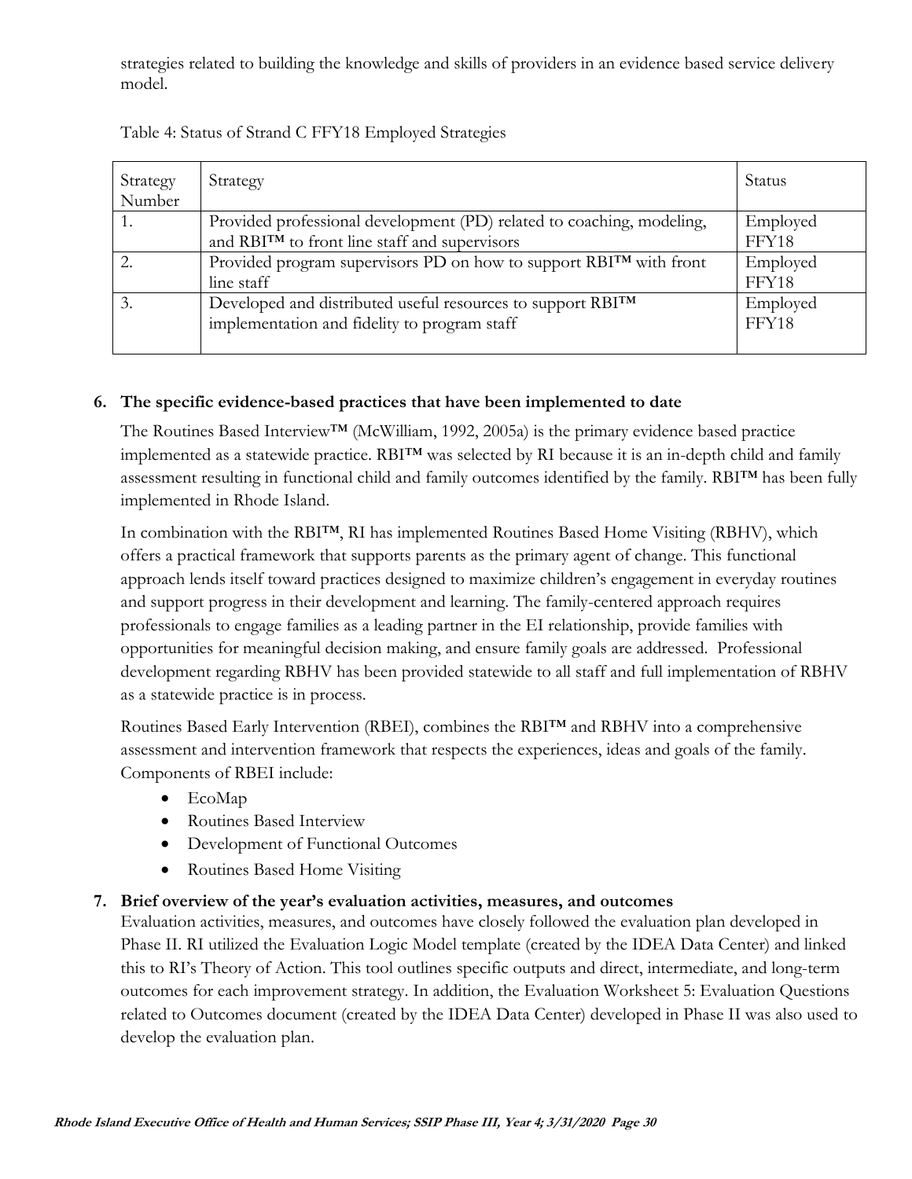strategies related to building the knowledge and skills of providers in an evidence based service delivery model.

Table 4: Status of Strand C FFY18 Employed Strategies

| Strategy Number | Strategy | Status |
|---|---|---|
| 1. | Provided professional development (PD) related to coaching, modeling, and RBI™ to front line staff and supervisors | Employed FFY18 |
| 2. | Provided program supervisors PD on how to support RBI™ with front line staff | Employed FFY18 |
| 3. | Developed and distributed useful resources to support RBI™ implementation and fidelity to program staff | Employed FFY18 |

**6. The specific evidence-based practices that have been implemented to date**

The Routines Based Interview™ (McWilliam, 1992, 2005a) is the primary evidence based practice implemented as a statewide practice. RBI™ was selected by RI because it is an in-depth child and family assessment resulting in functional child and family outcomes identified by the family. RBI™ has been fully implemented in Rhode Island.

In combination with the RBI™, RI has implemented Routines Based Home Visiting (RBHV), which offers a practical framework that supports parents as the primary agent of change. This functional approach lends itself toward practices designed to maximize children's engagement in everyday routines and support progress in their development and learning. The family-centered approach requires professionals to engage families as a leading partner in the EI relationship, provide families with opportunities for meaningful decision making, and ensure family goals are addressed. Professional development regarding RBHV has been provided statewide to all staff and full implementation of RBHV as a statewide practice is in process.

Routines Based Early Intervention (RBEI), combines the RBI™ and RBHV into a comprehensive assessment and intervention framework that respects the experiences, ideas and goals of the family. Components of RBEI include:

- EcoMap
- Routines Based Interview
- Development of Functional Outcomes
- Routines Based Home Visiting

**7. Brief overview of the year's evaluation activities, measures, and outcomes**

Evaluation activities, measures, and outcomes have closely followed the evaluation plan developed in Phase II. RI utilized the Evaluation Logic Model template (created by the IDEA Data Center) and linked this to RI's Theory of Action. This tool outlines specific outputs and direct, intermediate, and long-term outcomes for each improvement strategy. In addition, the Evaluation Worksheet 5: Evaluation Questions related to Outcomes document (created by the IDEA Data Center) developed in Phase II was also used to develop the evaluation plan.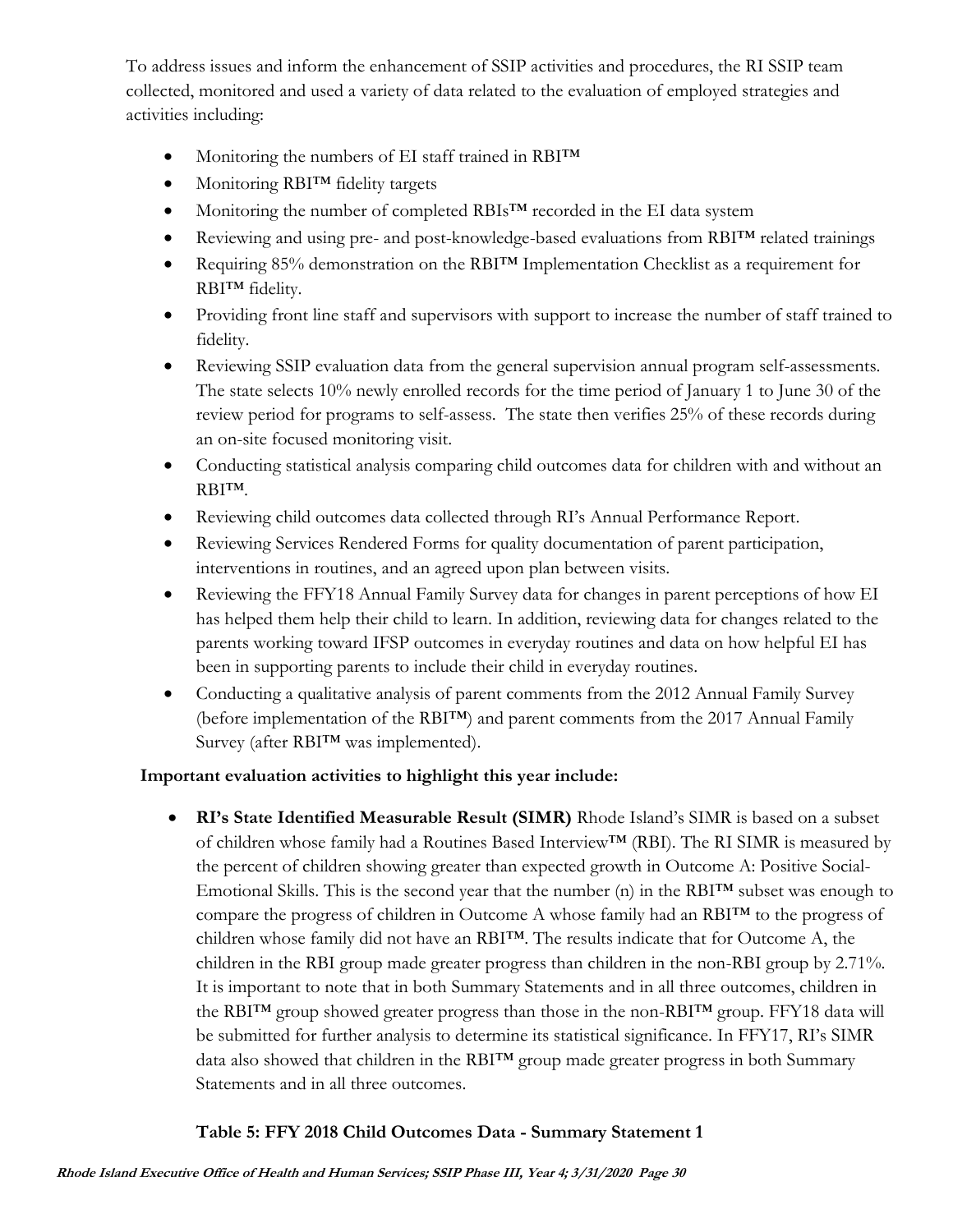To address issues and inform the enhancement of SSIP activities and procedures, the RI SSIP team collected, monitored and used a variety of data related to the evaluation of employed strategies and activities including:

- Monitoring the numbers of EI staff trained in RBI™
- Monitoring RBI™ fidelity targets
- Monitoring the number of completed RBIs™ recorded in the EI data system
- Reviewing and using pre- and post-knowledge-based evaluations from RBI™ related trainings
- Requiring 85% demonstration on the RBI™ Implementation Checklist as a requirement for RBI™ fidelity.
- Providing front line staff and supervisors with support to increase the number of staff trained to fidelity.
- Reviewing SSIP evaluation data from the general supervision annual program self-assessments. The state selects 10% newly enrolled records for the time period of January 1 to June 30 of the review period for programs to self-assess. The state then verifies 25% of these records during an on-site focused monitoring visit.
- Conducting statistical analysis comparing child outcomes data for children with and without an RBI™.
- Reviewing child outcomes data collected through RI's Annual Performance Report.
- Reviewing Services Rendered Forms for quality documentation of parent participation, interventions in routines, and an agreed upon plan between visits.
- Reviewing the FFY18 Annual Family Survey data for changes in parent perceptions of how EI has helped them help their child to learn. In addition, reviewing data for changes related to the parents working toward IFSP outcomes in everyday routines and data on how helpful EI has been in supporting parents to include their child in everyday routines.
- Conducting a qualitative analysis of parent comments from the 2012 Annual Family Survey (before implementation of the RBI™) and parent comments from the 2017 Annual Family Survey (after RBI™ was implemented).

**Important evaluation activities to highlight this year include:**

- **RI's State Identified Measurable Result (SIMR)** Rhode Island's SIMR is based on a subset of children whose family had a Routines Based Interview™ (RBI). The RI SIMR is measured by the percent of children showing greater than expected growth in Outcome A: Positive Social-Emotional Skills. This is the second year that the number (n) in the RBI™ subset was enough to compare the progress of children in Outcome A whose family had an RBI™ to the progress of children whose family did not have an RBI™. The results indicate that for Outcome A, the children in the RBI group made greater progress than children in the non-RBI group by 2.71%. It is important to note that in both Summary Statements and in all three outcomes, children in the RBI™ group showed greater progress than those in the non-RBI™ group. FFY18 data will be submitted for further analysis to determine its statistical significance. In FFY17, RI's SIMR data also showed that children in the RBI™ group made greater progress in both Summary Statements and in all three outcomes.

**Table 5: FFY 2018 Child Outcomes Data - Summary Statement 1**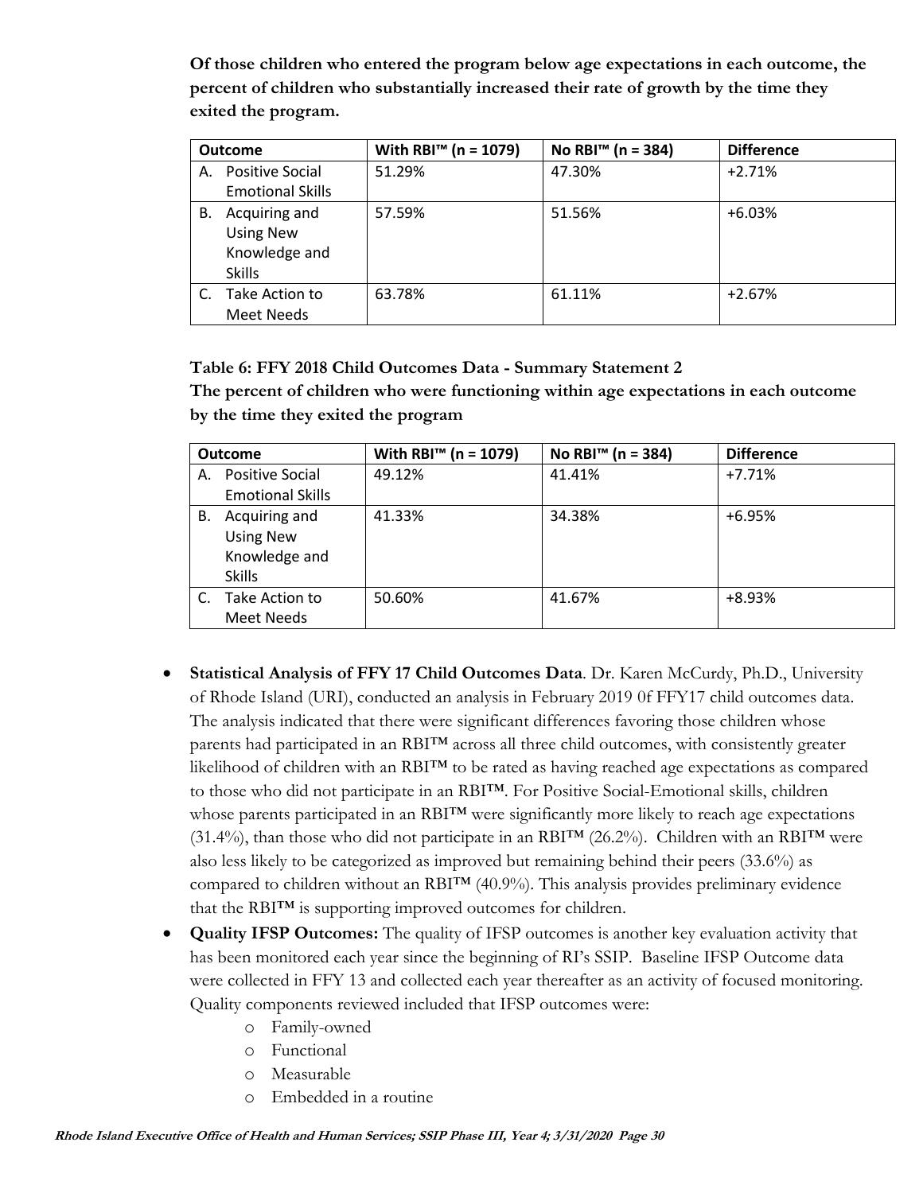**Of those children who entered the program below age expectations in each outcome, the percent of children who substantially increased their rate of growth by the time they exited the program.**

| Outcome | With RBI™ (n = 1079) | No RBI™ (n = 384) | Difference |
|---|---|---|---|
| A. Positive Social Emotional Skills | 51.29% | 47.30% | +2.71% |
| B. Acquiring and Using New Knowledge and Skills | 57.59% | 51.56% | +6.03% |
| C. Take Action to Meet Needs | 63.78% | 61.11% | +2.67% |

**Table 6: FFY 2018 Child Outcomes Data - Summary Statement 2**
**The percent of children who were functioning within age expectations in each outcome by the time they exited the program**

| Outcome | With RBI™ (n = 1079) | No RBI™ (n = 384) | Difference |
|---|---|---|---|
| A. Positive Social Emotional Skills | 49.12% | 41.41% | +7.71% |
| B. Acquiring and Using New Knowledge and Skills | 41.33% | 34.38% | +6.95% |
| C. Take Action to Meet Needs | 50.60% | 41.67% | +8.93% |

- **Statistical Analysis of FFY 17 Child Outcomes Data**. Dr. Karen McCurdy, Ph.D., University of Rhode Island (URI), conducted an analysis in February 2019 0f FFY17 child outcomes data. The analysis indicated that there were significant differences favoring those children whose parents had participated in an RBI™ across all three child outcomes, with consistently greater likelihood of children with an RBI™ to be rated as having reached age expectations as compared to those who did not participate in an RBI™. For Positive Social-Emotional skills, children whose parents participated in an RBI™ were significantly more likely to reach age expectations (31.4%), than those who did not participate in an RBI™ (26.2%). Children with an RBI™ were also less likely to be categorized as improved but remaining behind their peers (33.6%) as compared to children without an RBI™ (40.9%). This analysis provides preliminary evidence that the RBI™ is supporting improved outcomes for children.
- **Quality IFSP Outcomes:** The quality of IFSP outcomes is another key evaluation activity that has been monitored each year since the beginning of RI's SSIP. Baseline IFSP Outcome data were collected in FFY 13 and collected each year thereafter as an activity of focused monitoring. Quality components reviewed included that IFSP outcomes were:
  - Family-owned
  - Functional
  - Measurable
  - Embedded in a routine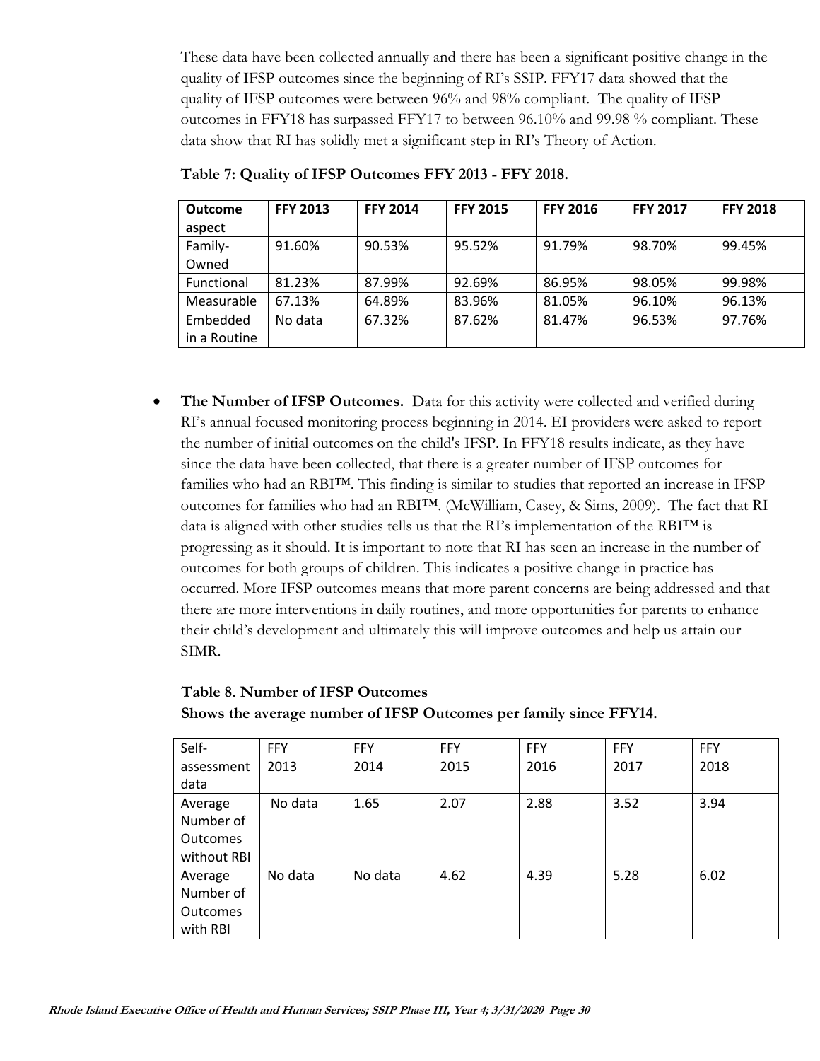These data have been collected annually and there has been a significant positive change in the quality of IFSP outcomes since the beginning of RI's SSIP. FFY17 data showed that the quality of IFSP outcomes were between 96% and 98% compliant. The quality of IFSP outcomes in FFY18 has surpassed FFY17 to between 96.10% and 99.98 % compliant. These data show that RI has solidly met a significant step in RI's Theory of Action.

**Table 7: Quality of IFSP Outcomes FFY 2013 - FFY 2018.**

| Outcome aspect | FFY 2013 | FFY 2014 | FFY 2015 | FFY 2016 | FFY 2017 | FFY 2018 |
|---|---|---|---|---|---|---|
| Family-Owned | 91.60% | 90.53% | 95.52% | 91.79% | 98.70% | 99.45% |
| Functional | 81.23% | 87.99% | 92.69% | 86.95% | 98.05% | 99.98% |
| Measurable | 67.13% | 64.89% | 83.96% | 81.05% | 96.10% | 96.13% |
| Embedded in a Routine | No data | 67.32% | 87.62% | 81.47% | 96.53% | 97.76% |

- **The Number of IFSP Outcomes.** Data for this activity were collected and verified during RI's annual focused monitoring process beginning in 2014. EI providers were asked to report the number of initial outcomes on the child's IFSP. In FFY18 results indicate, as they have since the data have been collected, that there is a greater number of IFSP outcomes for families who had an RBI™. This finding is similar to studies that reported an increase in IFSP outcomes for families who had an RBI™. (McWilliam, Casey, & Sims, 2009). The fact that RI data is aligned with other studies tells us that the RI's implementation of the RBI™ is progressing as it should. It is important to note that RI has seen an increase in the number of outcomes for both groups of children. This indicates a positive change in practice has occurred. More IFSP outcomes means that more parent concerns are being addressed and that there are more interventions in daily routines, and more opportunities for parents to enhance their child's development and ultimately this will improve outcomes and help us attain our SIMR.

**Table 8. Number of IFSP Outcomes**
**Shows the average number of IFSP Outcomes per family since FFY14.**

| Self-assessment data | FFY 2013 | FFY 2014 | FFY 2015 | FFY 2016 | FFY 2017 | FFY 2018 |
|---|---|---|---|---|---|---|
| Average Number of Outcomes without RBI | No data | 1.65 | 2.07 | 2.88 | 3.52 | 3.94 |
| Average Number of Outcomes with RBI | No data | No data | 4.62 | 4.39 | 5.28 | 6.02 |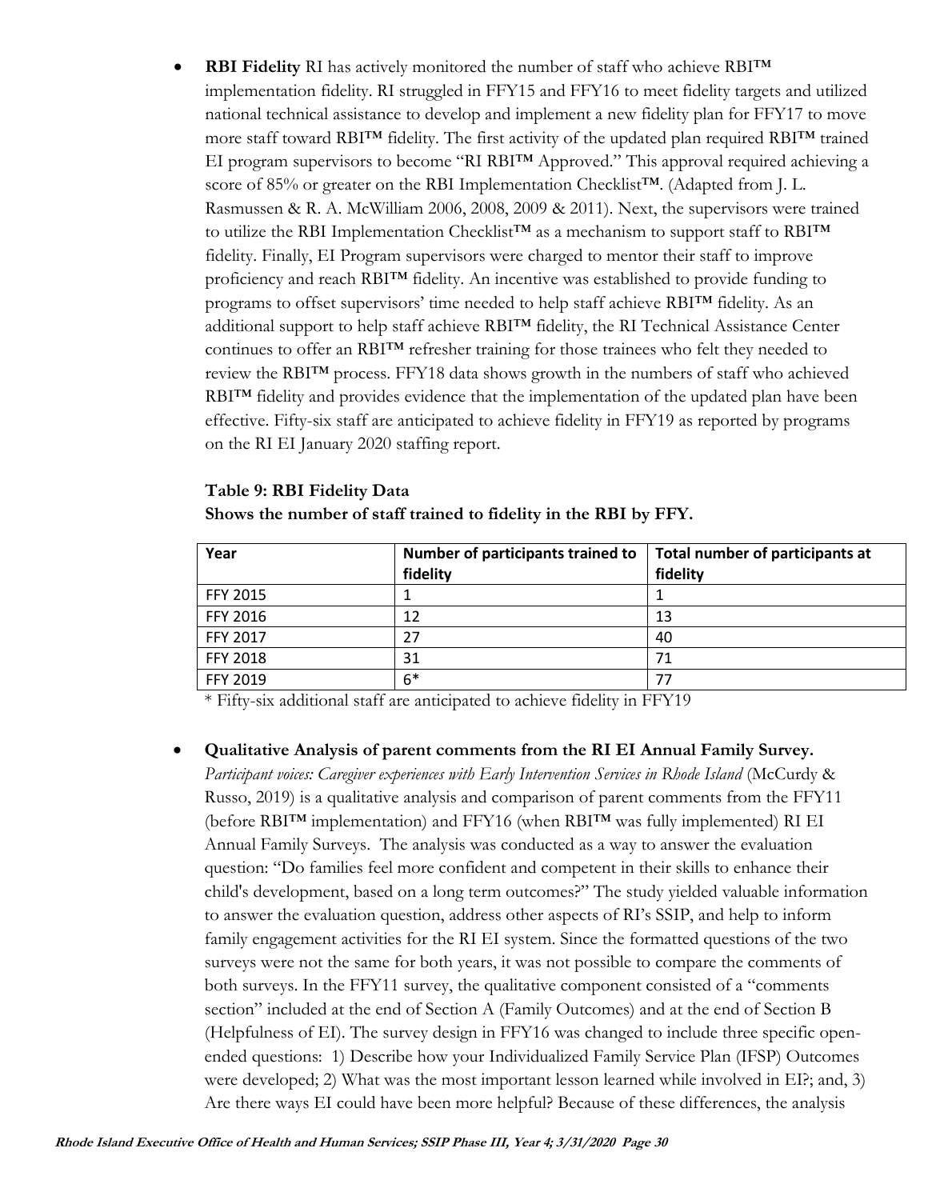- **RBI Fidelity** RI has actively monitored the number of staff who achieve RBI™ implementation fidelity. RI struggled in FFY15 and FFY16 to meet fidelity targets and utilized national technical assistance to develop and implement a new fidelity plan for FFY17 to move more staff toward RBI™ fidelity. The first activity of the updated plan required RBI™ trained EI program supervisors to become "RI RBI™ Approved." This approval required achieving a score of 85% or greater on the RBI Implementation Checklist™. (Adapted from J. L. Rasmussen & R. A. McWilliam 2006, 2008, 2009 & 2011). Next, the supervisors were trained to utilize the RBI Implementation Checklist™ as a mechanism to support staff to RBI™ fidelity. Finally, EI Program supervisors were charged to mentor their staff to improve proficiency and reach RBI™ fidelity. An incentive was established to provide funding to programs to offset supervisors' time needed to help staff achieve RBI™ fidelity. As an additional support to help staff achieve RBI™ fidelity, the RI Technical Assistance Center continues to offer an RBI™ refresher training for those trainees who felt they needed to review the RBI™ process. FFY18 data shows growth in the numbers of staff who achieved RBI™ fidelity and provides evidence that the implementation of the updated plan have been effective. Fifty-six staff are anticipated to achieve fidelity in FFY19 as reported by programs on the RI EI January 2020 staffing report.

**Table 9: RBI Fidelity Data**
**Shows the number of staff trained to fidelity in the RBI by FFY.**

| Year | Number of participants trained to fidelity | Total number of participants at fidelity |
|---|---|---|
| FFY 2015 | 1 | 1 |
| FFY 2016 | 12 | 13 |
| FFY 2017 | 27 | 40 |
| FFY 2018 | 31 | 71 |
| FFY 2019 | 6* | 77 |

\* Fifty-six additional staff are anticipated to achieve fidelity in FFY19

- **Qualitative Analysis of parent comments from the RI EI Annual Family Survey.** *Participant voices: Caregiver experiences with Early Intervention Services in Rhode Island* (McCurdy & Russo, 2019) is a qualitative analysis and comparison of parent comments from the FFY11 (before RBI™ implementation) and FFY16 (when RBI™ was fully implemented) RI EI Annual Family Surveys. The analysis was conducted as a way to answer the evaluation question: "Do families feel more confident and competent in their skills to enhance their child's development, based on a long term outcomes?" The study yielded valuable information to answer the evaluation question, address other aspects of RI's SSIP, and help to inform family engagement activities for the RI EI system. Since the formatted questions of the two surveys were not the same for both years, it was not possible to compare the comments of both surveys. In the FFY11 survey, the qualitative component consisted of a "comments section" included at the end of Section A (Family Outcomes) and at the end of Section B (Helpfulness of EI). The survey design in FFY16 was changed to include three specific open-ended questions: 1) Describe how your Individualized Family Service Plan (IFSP) Outcomes were developed; 2) What was the most important lesson learned while involved in EI?; and, 3) Are there ways EI could have been more helpful? Because of these differences, the analysis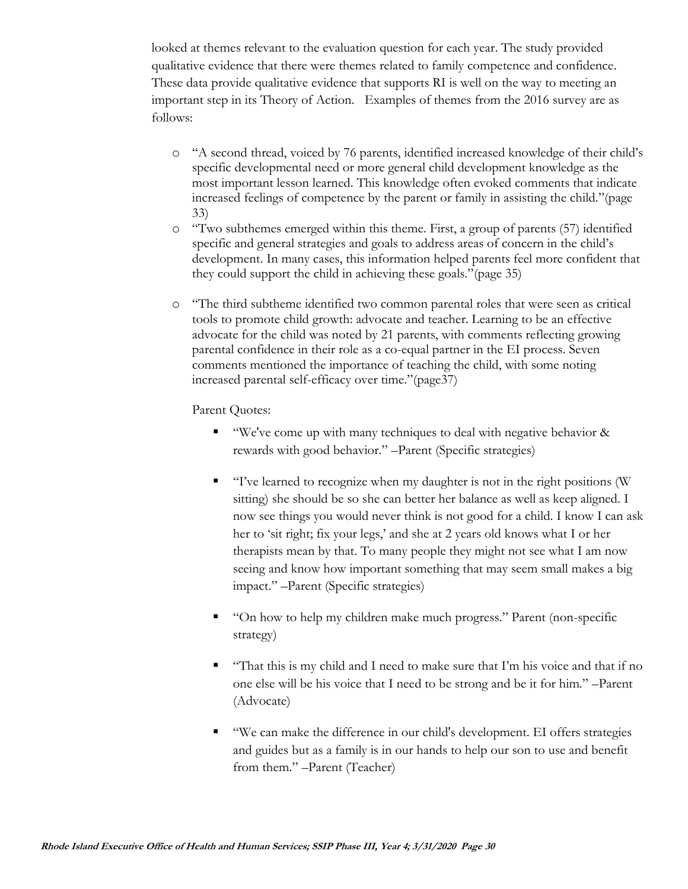looked at themes relevant to the evaluation question for each year. The study provided qualitative evidence that there were themes related to family competence and confidence. These data provide qualitative evidence that supports RI is well on the way to meeting an important step in its Theory of Action. Examples of themes from the 2016 survey are as follows:

- "A second thread, voiced by 76 parents, identified increased knowledge of their child's specific developmental need or more general child development knowledge as the most important lesson learned. This knowledge often evoked comments that indicate increased feelings of competence by the parent or family in assisting the child."(page 33)
- "Two subthemes emerged within this theme. First, a group of parents (57) identified specific and general strategies and goals to address areas of concern in the child's development. In many cases, this information helped parents feel more confident that they could support the child in achieving these goals."(page 35)
- "The third subtheme identified two common parental roles that were seen as critical tools to promote child growth: advocate and teacher. Learning to be an effective advocate for the child was noted by 21 parents, with comments reflecting growing parental confidence in their role as a co-equal partner in the EI process. Seven comments mentioned the importance of teaching the child, with some noting increased parental self-efficacy over time."(page37)

  Parent Quotes:

  - "We've come up with many techniques to deal with negative behavior & rewards with good behavior." –Parent (Specific strategies)
  - "I've learned to recognize when my daughter is not in the right positions (W sitting) she should be so she can better her balance as well as keep aligned. I now see things you would never think is not good for a child. I know I can ask her to 'sit right; fix your legs,' and she at 2 years old knows what I or her therapists mean by that. To many people they might not see what I am now seeing and know how important something that may seem small makes a big impact." –Parent (Specific strategies)
  - "On how to help my children make much progress." Parent (non-specific strategy)
  - "That this is my child and I need to make sure that I'm his voice and that if no one else will be his voice that I need to be strong and be it for him." –Parent (Advocate)
  - "We can make the difference in our child's development. EI offers strategies and guides but as a family is in our hands to help our son to use and benefit from them." –Parent (Teacher)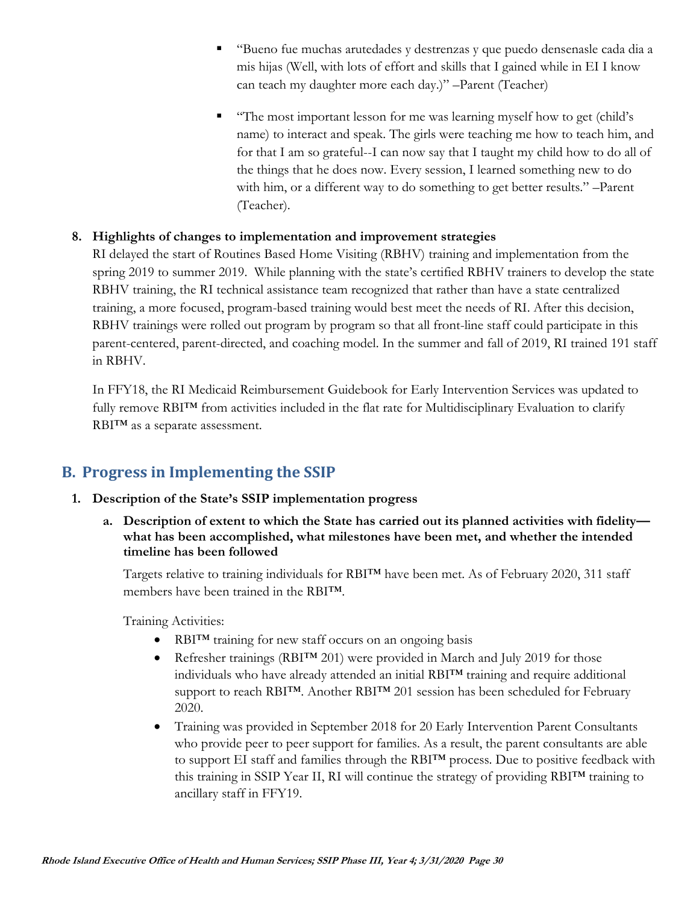- "Bueno fue muchas arutedades y destrenzas y que puedo densenasle cada dia a mis hijas (Well, with lots of effort and skills that I gained while in EI I know can teach my daughter more each day.)" –Parent (Teacher)

- "The most important lesson for me was learning myself how to get (child's name) to interact and speak. The girls were teaching me how to teach him, and for that I am so grateful--I can now say that I taught my child how to do all of the things that he does now. Every session, I learned something new to do with him, or a different way to do something to get better results." –Parent (Teacher).

**8. Highlights of changes to implementation and improvement strategies**

RI delayed the start of Routines Based Home Visiting (RBHV) training and implementation from the spring 2019 to summer 2019. While planning with the state's certified RBHV trainers to develop the state RBHV training, the RI technical assistance team recognized that rather than have a state centralized training, a more focused, program-based training would best meet the needs of RI. After this decision, RBHV trainings were rolled out program by program so that all front-line staff could participate in this parent-centered, parent-directed, and coaching model. In the summer and fall of 2019, RI trained 191 staff in RBHV.

In FFY18, the RI Medicaid Reimbursement Guidebook for Early Intervention Services was updated to fully remove RBI™ from activities included in the flat rate for Multidisciplinary Evaluation to clarify RBI™ as a separate assessment.

## B. Progress in Implementing the SSIP

**1. Description of the State's SSIP implementation progress**

**a. Description of extent to which the State has carried out its planned activities with fidelity—what has been accomplished, what milestones have been met, and whether the intended timeline has been followed**

Targets relative to training individuals for RBI™ have been met. As of February 2020, 311 staff members have been trained in the RBI™.

Training Activities:

- RBI™ training for new staff occurs on an ongoing basis
- Refresher trainings (RBI™ 201) were provided in March and July 2019 for those individuals who have already attended an initial RBI™ training and require additional support to reach RBI™. Another RBI™ 201 session has been scheduled for February 2020.
- Training was provided in September 2018 for 20 Early Intervention Parent Consultants who provide peer to peer support for families. As a result, the parent consultants are able to support EI staff and families through the RBI™ process. Due to positive feedback with this training in SSIP Year II, RI will continue the strategy of providing RBI™ training to ancillary staff in FFY19.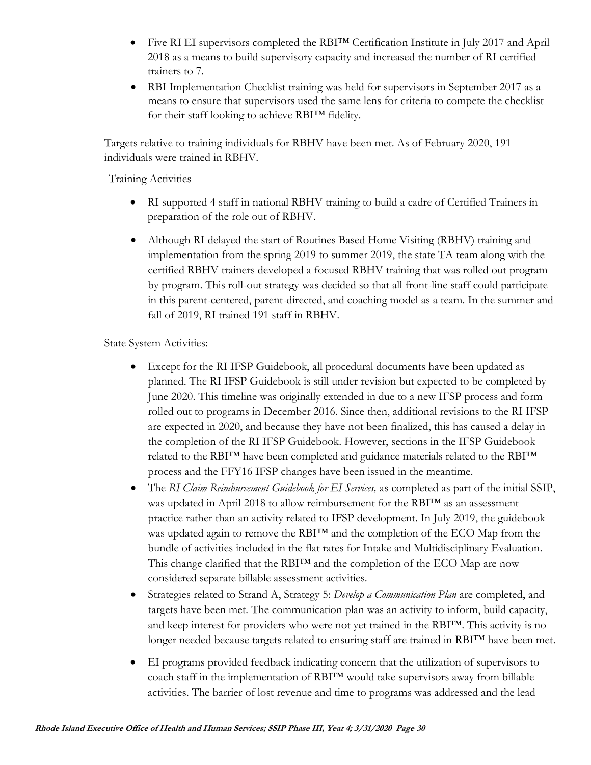- Five RI EI supervisors completed the RBI™ Certification Institute in July 2017 and April 2018 as a means to build supervisory capacity and increased the number of RI certified trainers to 7.
- RBI Implementation Checklist training was held for supervisors in September 2017 as a means to ensure that supervisors used the same lens for criteria to compete the checklist for their staff looking to achieve RBI™ fidelity.

Targets relative to training individuals for RBHV have been met. As of February 2020, 191 individuals were trained in RBHV.

Training Activities

- RI supported 4 staff in national RBHV training to build a cadre of Certified Trainers in preparation of the role out of RBHV.
- Although RI delayed the start of Routines Based Home Visiting (RBHV) training and implementation from the spring 2019 to summer 2019, the state TA team along with the certified RBHV trainers developed a focused RBHV training that was rolled out program by program. This roll-out strategy was decided so that all front-line staff could participate in this parent-centered, parent-directed, and coaching model as a team. In the summer and fall of 2019, RI trained 191 staff in RBHV.

State System Activities:

- Except for the RI IFSP Guidebook, all procedural documents have been updated as planned. The RI IFSP Guidebook is still under revision but expected to be completed by June 2020. This timeline was originally extended in due to a new IFSP process and form rolled out to programs in December 2016. Since then, additional revisions to the RI IFSP are expected in 2020, and because they have not been finalized, this has caused a delay in the completion of the RI IFSP Guidebook. However, sections in the IFSP Guidebook related to the RBI™ have been completed and guidance materials related to the RBI™ process and the FFY16 IFSP changes have been issued in the meantime.
- The *RI Claim Reimbursement Guidebook for EI Services,* as completed as part of the initial SSIP, was updated in April 2018 to allow reimbursement for the RBI™ as an assessment practice rather than an activity related to IFSP development. In July 2019, the guidebook was updated again to remove the RBI™ and the completion of the ECO Map from the bundle of activities included in the flat rates for Intake and Multidisciplinary Evaluation. This change clarified that the RBI™ and the completion of the ECO Map are now considered separate billable assessment activities.
- Strategies related to Strand A, Strategy 5: *Develop a Communication Plan* are completed, and targets have been met. The communication plan was an activity to inform, build capacity, and keep interest for providers who were not yet trained in the RBI™. This activity is no longer needed because targets related to ensuring staff are trained in RBI™ have been met.
- EI programs provided feedback indicating concern that the utilization of supervisors to coach staff in the implementation of RBI™ would take supervisors away from billable activities. The barrier of lost revenue and time to programs was addressed and the lead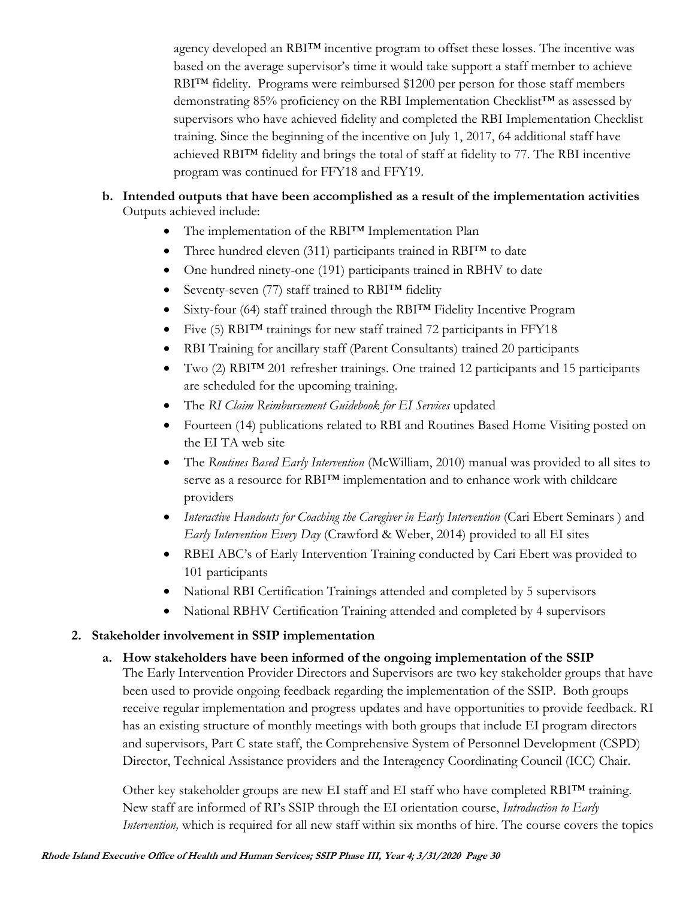agency developed an RBI™ incentive program to offset these losses. The incentive was based on the average supervisor's time it would take support a staff member to achieve RBI™ fidelity. Programs were reimbursed $1200 per person for those staff members demonstrating 85% proficiency on the RBI Implementation Checklist™ as assessed by supervisors who have achieved fidelity and completed the RBI Implementation Checklist training. Since the beginning of the incentive on July 1, 2017, 64 additional staff have achieved RBI™ fidelity and brings the total of staff at fidelity to 77. The RBI incentive program was continued for FFY18 and FFY19.

**b. Intended outputs that have been accomplished as a result of the implementation activities**

Outputs achieved include:

- The implementation of the RBI™ Implementation Plan
- Three hundred eleven (311) participants trained in RBI™ to date
- One hundred ninety-one (191) participants trained in RBHV to date
- Seventy-seven (77) staff trained to RBI™ fidelity
- Sixty-four (64) staff trained through the RBI™ Fidelity Incentive Program
- Five (5) RBI™ trainings for new staff trained 72 participants in FFY18
- RBI Training for ancillary staff (Parent Consultants) trained 20 participants
- Two (2) RBI™ 201 refresher trainings. One trained 12 participants and 15 participants are scheduled for the upcoming training.
- The *RI Claim Reimbursement Guidebook for EI Services* updated
- Fourteen (14) publications related to RBI and Routines Based Home Visiting posted on the EI TA web site
- The *Routines Based Early Intervention* (McWilliam, 2010) manual was provided to all sites to serve as a resource for RBI™ implementation and to enhance work with childcare providers
- *Interactive Handouts for Coaching the Caregiver in Early Intervention* (Cari Ebert Seminars ) and *Early Intervention Every Day* (Crawford & Weber, 2014) provided to all EI sites
- RBEI ABC's of Early Intervention Training conducted by Cari Ebert was provided to 101 participants
- National RBI Certification Trainings attended and completed by 5 supervisors
- National RBHV Certification Training attended and completed by 4 supervisors

**2. Stakeholder involvement in SSIP implementation**

**a. How stakeholders have been informed of the ongoing implementation of the SSIP**

The Early Intervention Provider Directors and Supervisors are two key stakeholder groups that have been used to provide ongoing feedback regarding the implementation of the SSIP. Both groups receive regular implementation and progress updates and have opportunities to provide feedback. RI has an existing structure of monthly meetings with both groups that include EI program directors and supervisors, Part C state staff, the Comprehensive System of Personnel Development (CSPD) Director, Technical Assistance providers and the Interagency Coordinating Council (ICC) Chair.

Other key stakeholder groups are new EI staff and EI staff who have completed RBI™ training. New staff are informed of RI's SSIP through the EI orientation course, *Introduction to Early Intervention,* which is required for all new staff within six months of hire. The course covers the topics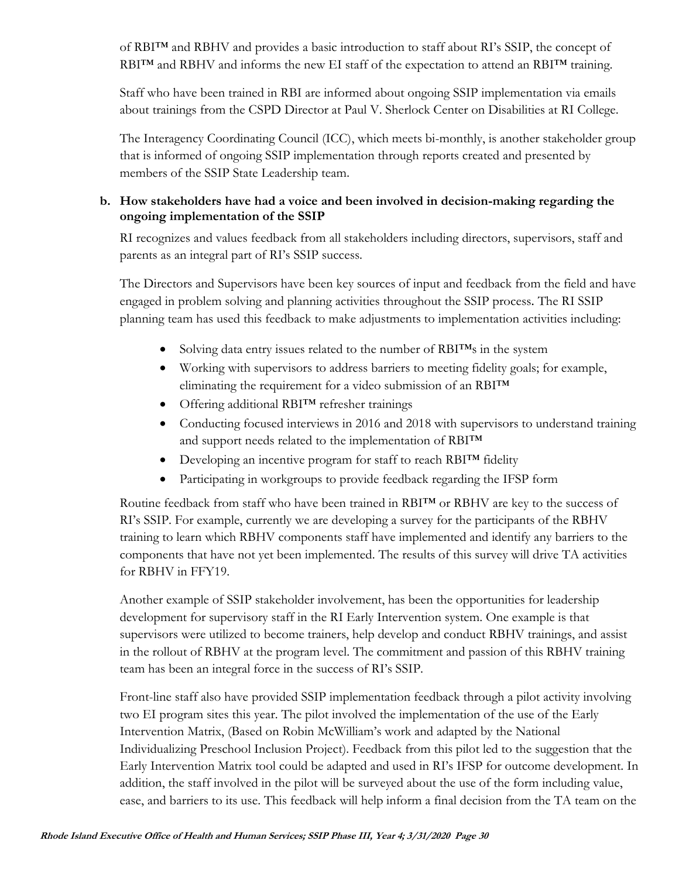of RBI™ and RBHV and provides a basic introduction to staff about RI's SSIP, the concept of RBI™ and RBHV and informs the new EI staff of the expectation to attend an RBI™ training.

Staff who have been trained in RBI are informed about ongoing SSIP implementation via emails about trainings from the CSPD Director at Paul V. Sherlock Center on Disabilities at RI College.

The Interagency Coordinating Council (ICC), which meets bi-monthly, is another stakeholder group that is informed of ongoing SSIP implementation through reports created and presented by members of the SSIP State Leadership team.

**b. How stakeholders have had a voice and been involved in decision-making regarding the ongoing implementation of the SSIP**

RI recognizes and values feedback from all stakeholders including directors, supervisors, staff and parents as an integral part of RI's SSIP success.

The Directors and Supervisors have been key sources of input and feedback from the field and have engaged in problem solving and planning activities throughout the SSIP process. The RI SSIP planning team has used this feedback to make adjustments to implementation activities including:

- Solving data entry issues related to the number of RBI™s in the system
- Working with supervisors to address barriers to meeting fidelity goals; for example, eliminating the requirement for a video submission of an RBI™
- Offering additional RBI™ refresher trainings
- Conducting focused interviews in 2016 and 2018 with supervisors to understand training and support needs related to the implementation of RBI™
- Developing an incentive program for staff to reach RBI™ fidelity
- Participating in workgroups to provide feedback regarding the IFSP form

Routine feedback from staff who have been trained in RBI™ or RBHV are key to the success of RI's SSIP. For example, currently we are developing a survey for the participants of the RBHV training to learn which RBHV components staff have implemented and identify any barriers to the components that have not yet been implemented. The results of this survey will drive TA activities for RBHV in FFY19.

Another example of SSIP stakeholder involvement, has been the opportunities for leadership development for supervisory staff in the RI Early Intervention system. One example is that supervisors were utilized to become trainers, help develop and conduct RBHV trainings, and assist in the rollout of RBHV at the program level. The commitment and passion of this RBHV training team has been an integral force in the success of RI's SSIP.

Front-line staff also have provided SSIP implementation feedback through a pilot activity involving two EI program sites this year. The pilot involved the implementation of the use of the Early Intervention Matrix, (Based on Robin McWilliam's work and adapted by the National Individualizing Preschool Inclusion Project). Feedback from this pilot led to the suggestion that the Early Intervention Matrix tool could be adapted and used in RI's IFSP for outcome development. In addition, the staff involved in the pilot will be surveyed about the use of the form including value, ease, and barriers to its use. This feedback will help inform a final decision from the TA team on the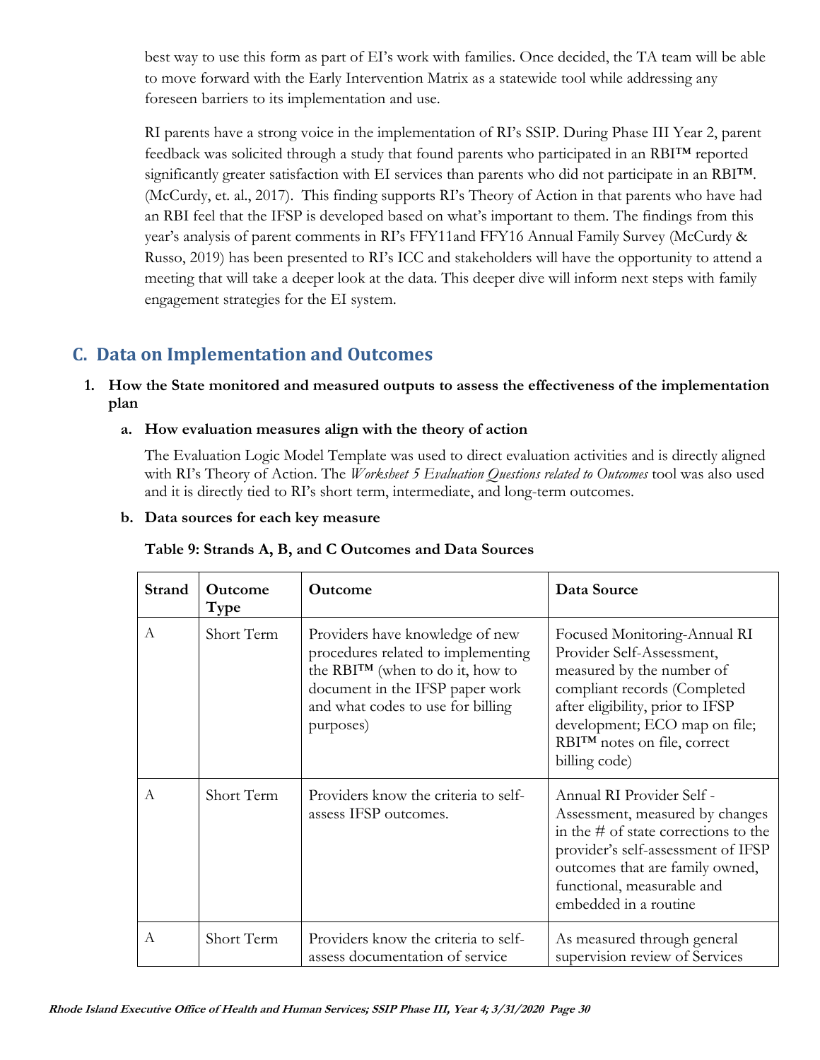best way to use this form as part of EI's work with families. Once decided, the TA team will be able to move forward with the Early Intervention Matrix as a statewide tool while addressing any foreseen barriers to its implementation and use.

RI parents have a strong voice in the implementation of RI's SSIP. During Phase III Year 2, parent feedback was solicited through a study that found parents who participated in an RBI™ reported significantly greater satisfaction with EI services than parents who did not participate in an RBI™. (McCurdy, et. al., 2017). This finding supports RI's Theory of Action in that parents who have had an RBI feel that the IFSP is developed based on what's important to them. The findings from this year's analysis of parent comments in RI's FFY11and FFY16 Annual Family Survey (McCurdy & Russo, 2019) has been presented to RI's ICC and stakeholders will have the opportunity to attend a meeting that will take a deeper look at the data. This deeper dive will inform next steps with family engagement strategies for the EI system.

## C. Data on Implementation and Outcomes

**1. How the State monitored and measured outputs to assess the effectiveness of the implementation plan**

**a. How evaluation measures align with the theory of action**

The Evaluation Logic Model Template was used to direct evaluation activities and is directly aligned with RI's Theory of Action. The *Worksheet 5 Evaluation Questions related to Outcomes* tool was also used and it is directly tied to RI's short term, intermediate, and long-term outcomes.

**b. Data sources for each key measure**

**Table 9: Strands A, B, and C Outcomes and Data Sources**

| Strand | Outcome Type | Outcome | Data Source |
|---|---|---|---|
| A | Short Term | Providers have knowledge of new procedures related to implementing the RBI™ (when to do it, how to document in the IFSP paper work and what codes to use for billing purposes) | Focused Monitoring-Annual RI Provider Self-Assessment, measured by the number of compliant records (Completed after eligibility, prior to IFSP development; ECO map on file; RBI™ notes on file, correct billing code) |
| A | Short Term | Providers know the criteria to self-assess IFSP outcomes. | Annual RI Provider Self - Assessment, measured by changes in the # of state corrections to the provider's self-assessment of IFSP outcomes that are family owned, functional, measurable and embedded in a routine |
| A | Short Term | Providers know the criteria to self-assess documentation of service | As measured through general supervision review of Services |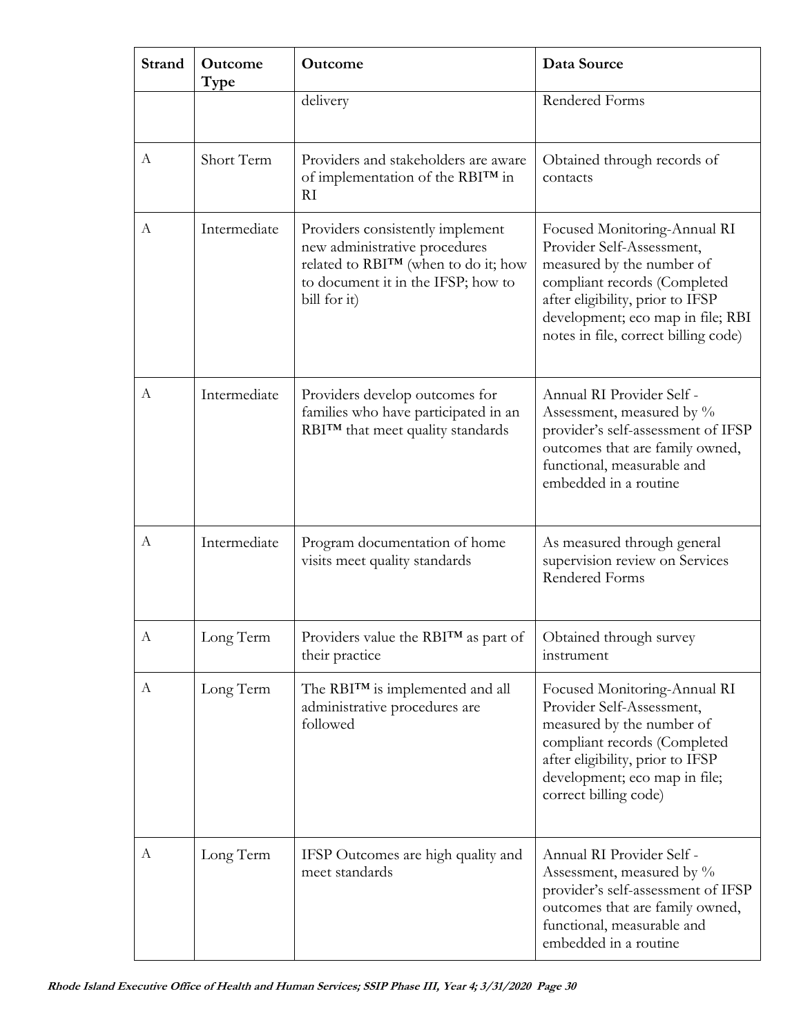| Strand | Outcome Type | Outcome | Data Source |
|---|---|---|---|
| | | delivery | Rendered Forms |
| A | Short Term | Providers and stakeholders are aware of implementation of the RBI™ in RI | Obtained through records of contacts |
| A | Intermediate | Providers consistently implement new administrative procedures related to RBI™ (when to do it; how to document it in the IFSP; how to bill for it) | Focused Monitoring-Annual RI Provider Self-Assessment, measured by the number of compliant records (Completed after eligibility, prior to IFSP development; eco map in file; RBI notes in file, correct billing code) |
| A | Intermediate | Providers develop outcomes for families who have participated in an RBI™ that meet quality standards | Annual RI Provider Self - Assessment, measured by % provider's self-assessment of IFSP outcomes that are family owned, functional, measurable and embedded in a routine |
| A | Intermediate | Program documentation of home visits meet quality standards | As measured through general supervision review on Services Rendered Forms |
| A | Long Term | Providers value the RBI™ as part of their practice | Obtained through survey instrument |
| A | Long Term | The RBI™ is implemented and all administrative procedures are followed | Focused Monitoring-Annual RI Provider Self-Assessment, measured by the number of compliant records (Completed after eligibility, prior to IFSP development; eco map in file; correct billing code) |
| A | Long Term | IFSP Outcomes are high quality and meet standards | Annual RI Provider Self - Assessment, measured by % provider's self-assessment of IFSP outcomes that are family owned, functional, measurable and embedded in a routine |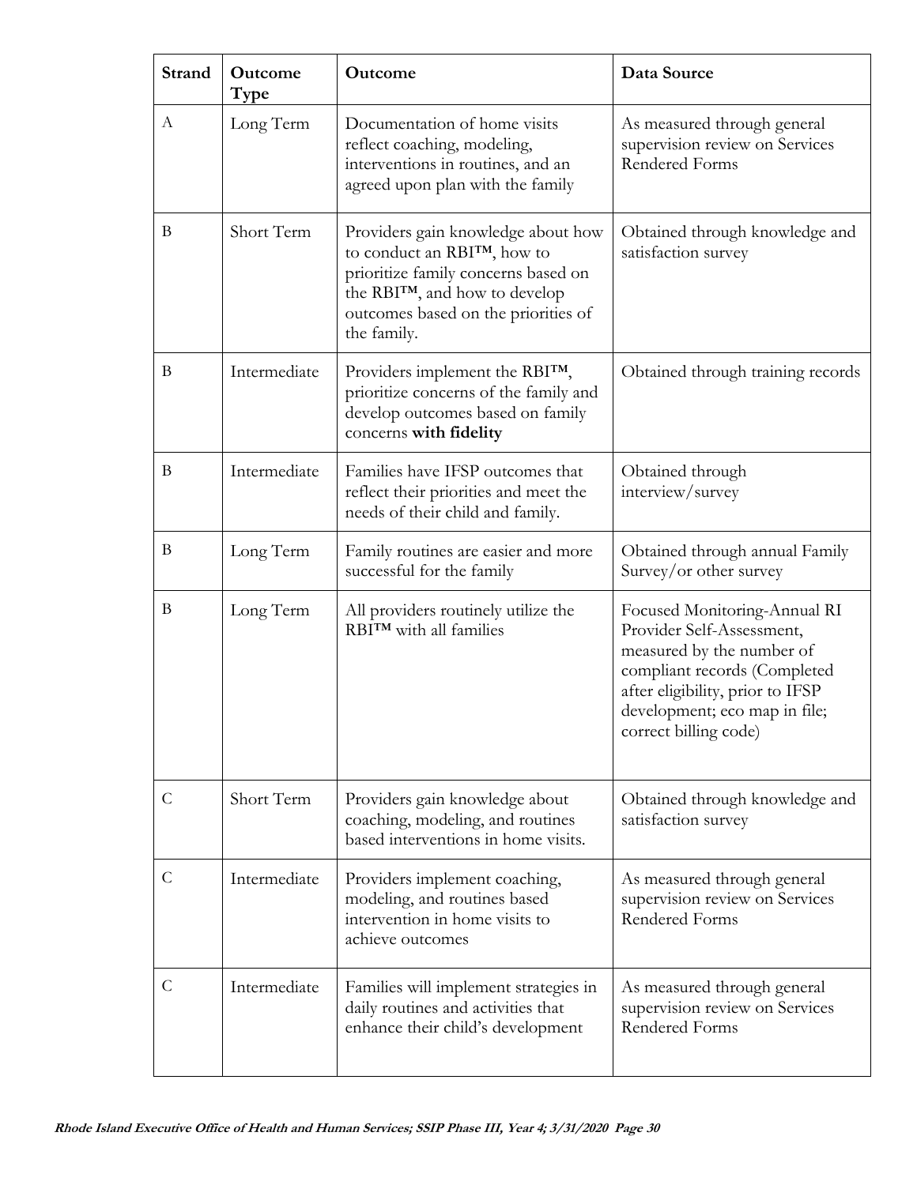| Strand | Outcome Type | Outcome | Data Source |
| --- | --- | --- | --- |
| A | Long Term | Documentation of home visits reflect coaching, modeling, interventions in routines, and an agreed upon plan with the family | As measured through general supervision review on Services Rendered Forms |
| B | Short Term | Providers gain knowledge about how to conduct an RBI™, how to prioritize family concerns based on the RBI™, and how to develop outcomes based on the priorities of the family. | Obtained through knowledge and satisfaction survey |
| B | Intermediate | Providers implement the RBI™, prioritize concerns of the family and develop outcomes based on family concerns **with fidelity** | Obtained through training records |
| B | Intermediate | Families have IFSP outcomes that reflect their priorities and meet the needs of their child and family. | Obtained through interview/survey |
| B | Long Term | Family routines are easier and more successful for the family | Obtained through annual Family Survey/or other survey |
| B | Long Term | All providers routinely utilize the RBI™ with all families | Focused Monitoring-Annual RI Provider Self-Assessment, measured by the number of compliant records (Completed after eligibility, prior to IFSP development; eco map in file; correct billing code) |
| C | Short Term | Providers gain knowledge about coaching, modeling, and routines based interventions in home visits. | Obtained through knowledge and satisfaction survey |
| C | Intermediate | Providers implement coaching, modeling, and routines based intervention in home visits to achieve outcomes | As measured through general supervision review on Services Rendered Forms |
| C | Intermediate | Families will implement strategies in daily routines and activities that enhance their child's development | As measured through general supervision review on Services Rendered Forms |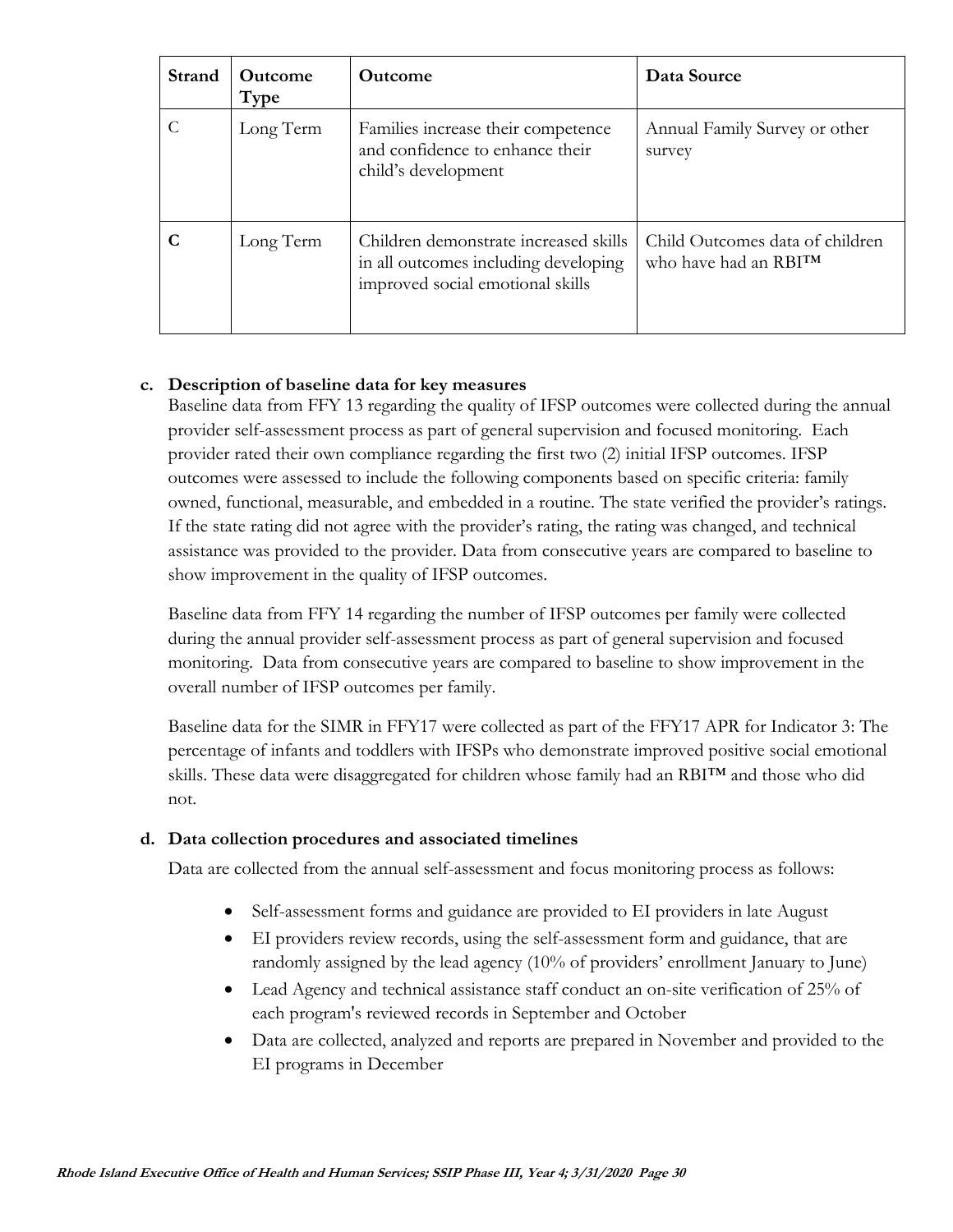| Strand | Outcome Type | Outcome | Data Source |
|---|---|---|---|
| C | Long Term | Families increase their competence and confidence to enhance their child's development | Annual Family Survey or other survey |
| **C** | Long Term | Children demonstrate increased skills in all outcomes including developing improved social emotional skills | Child Outcomes data of children who have had an RBI™ |

**c. Description of baseline data for key measures**

Baseline data from FFY 13 regarding the quality of IFSP outcomes were collected during the annual provider self-assessment process as part of general supervision and focused monitoring. Each provider rated their own compliance regarding the first two (2) initial IFSP outcomes. IFSP outcomes were assessed to include the following components based on specific criteria: family owned, functional, measurable, and embedded in a routine. The state verified the provider's ratings. If the state rating did not agree with the provider's rating, the rating was changed, and technical assistance was provided to the provider. Data from consecutive years are compared to baseline to show improvement in the quality of IFSP outcomes.

Baseline data from FFY 14 regarding the number of IFSP outcomes per family were collected during the annual provider self-assessment process as part of general supervision and focused monitoring. Data from consecutive years are compared to baseline to show improvement in the overall number of IFSP outcomes per family.

Baseline data for the SIMR in FFY17 were collected as part of the FFY17 APR for Indicator 3: The percentage of infants and toddlers with IFSPs who demonstrate improved positive social emotional skills. These data were disaggregated for children whose family had an RBI™ and those who did not.

**d. Data collection procedures and associated timelines**

Data are collected from the annual self-assessment and focus monitoring process as follows:

- Self-assessment forms and guidance are provided to EI providers in late August
- EI providers review records, using the self-assessment form and guidance, that are randomly assigned by the lead agency (10% of providers' enrollment January to June)
- Lead Agency and technical assistance staff conduct an on-site verification of 25% of each program's reviewed records in September and October
- Data are collected, analyzed and reports are prepared in November and provided to the EI programs in December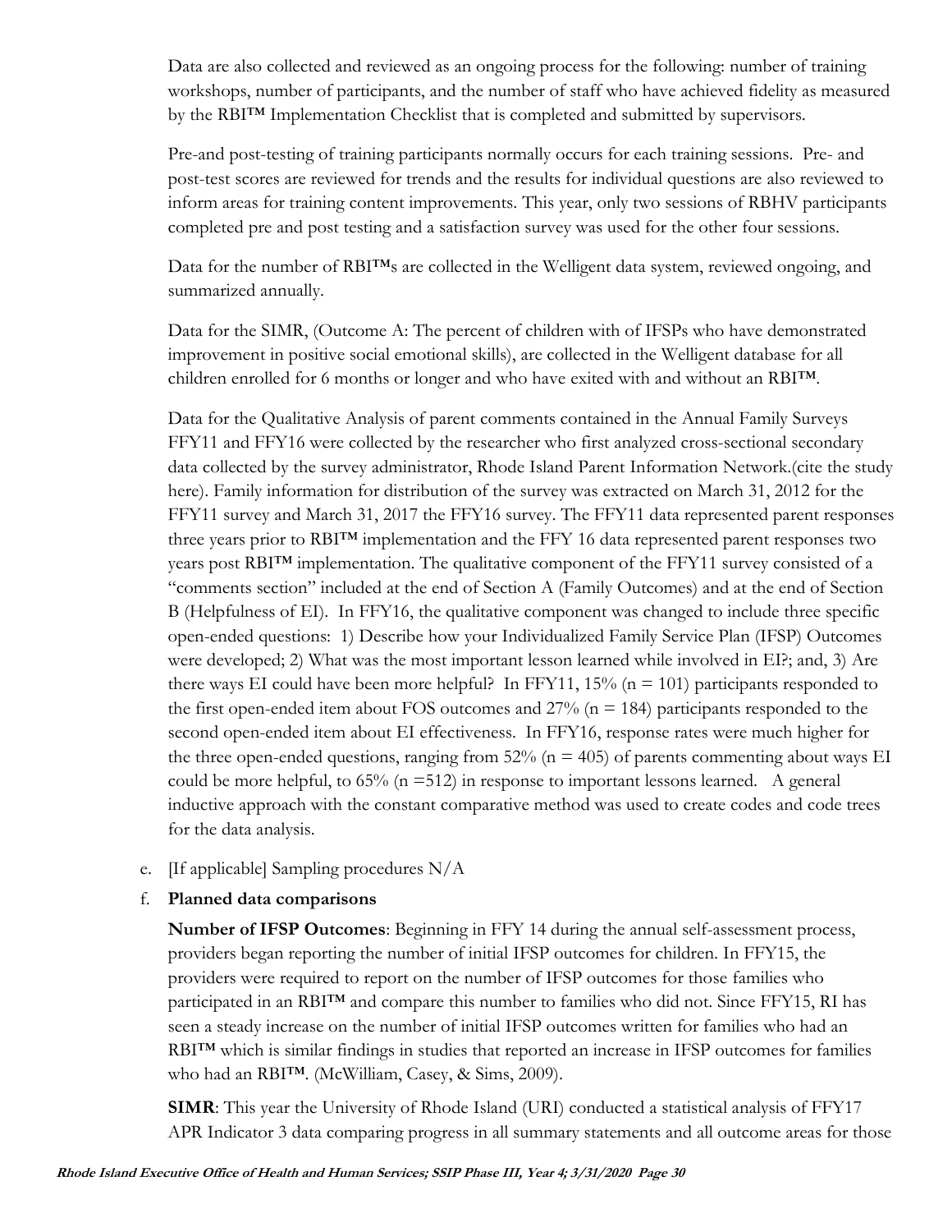Data are also collected and reviewed as an ongoing process for the following: number of training workshops, number of participants, and the number of staff who have achieved fidelity as measured by the RBI™ Implementation Checklist that is completed and submitted by supervisors.

Pre-and post-testing of training participants normally occurs for each training sessions. Pre- and post-test scores are reviewed for trends and the results for individual questions are also reviewed to inform areas for training content improvements. This year, only two sessions of RBHV participants completed pre and post testing and a satisfaction survey was used for the other four sessions.

Data for the number of RBI™s are collected in the Welligent data system, reviewed ongoing, and summarized annually.

Data for the SIMR, (Outcome A: The percent of children with of IFSPs who have demonstrated improvement in positive social emotional skills), are collected in the Welligent database for all children enrolled for 6 months or longer and who have exited with and without an RBI™.

Data for the Qualitative Analysis of parent comments contained in the Annual Family Surveys FFY11 and FFY16 were collected by the researcher who first analyzed cross-sectional secondary data collected by the survey administrator, Rhode Island Parent Information Network.(cite the study here). Family information for distribution of the survey was extracted on March 31, 2012 for the FFY11 survey and March 31, 2017 the FFY16 survey. The FFY11 data represented parent responses three years prior to RBI™ implementation and the FFY 16 data represented parent responses two years post RBI™ implementation. The qualitative component of the FFY11 survey consisted of a "comments section" included at the end of Section A (Family Outcomes) and at the end of Section B (Helpfulness of EI). In FFY16, the qualitative component was changed to include three specific open-ended questions: 1) Describe how your Individualized Family Service Plan (IFSP) Outcomes were developed; 2) What was the most important lesson learned while involved in EI?; and, 3) Are there ways EI could have been more helpful? In FFY11, 15% (n = 101) participants responded to the first open-ended item about FOS outcomes and 27% (n = 184) participants responded to the second open-ended item about EI effectiveness. In FFY16, response rates were much higher for the three open-ended questions, ranging from 52% (n = 405) of parents commenting about ways EI could be more helpful, to 65% (n =512) in response to important lessons learned. A general inductive approach with the constant comparative method was used to create codes and code trees for the data analysis.

e. [If applicable] Sampling procedures N/A

f. **Planned data comparisons**

**Number of IFSP Outcomes**: Beginning in FFY 14 during the annual self-assessment process, providers began reporting the number of initial IFSP outcomes for children. In FFY15, the providers were required to report on the number of IFSP outcomes for those families who participated in an RBI™ and compare this number to families who did not. Since FFY15, RI has seen a steady increase on the number of initial IFSP outcomes written for families who had an RBI™ which is similar findings in studies that reported an increase in IFSP outcomes for families who had an RBI™. (McWilliam, Casey, & Sims, 2009).

**SIMR**: This year the University of Rhode Island (URI) conducted a statistical analysis of FFY17 APR Indicator 3 data comparing progress in all summary statements and all outcome areas for those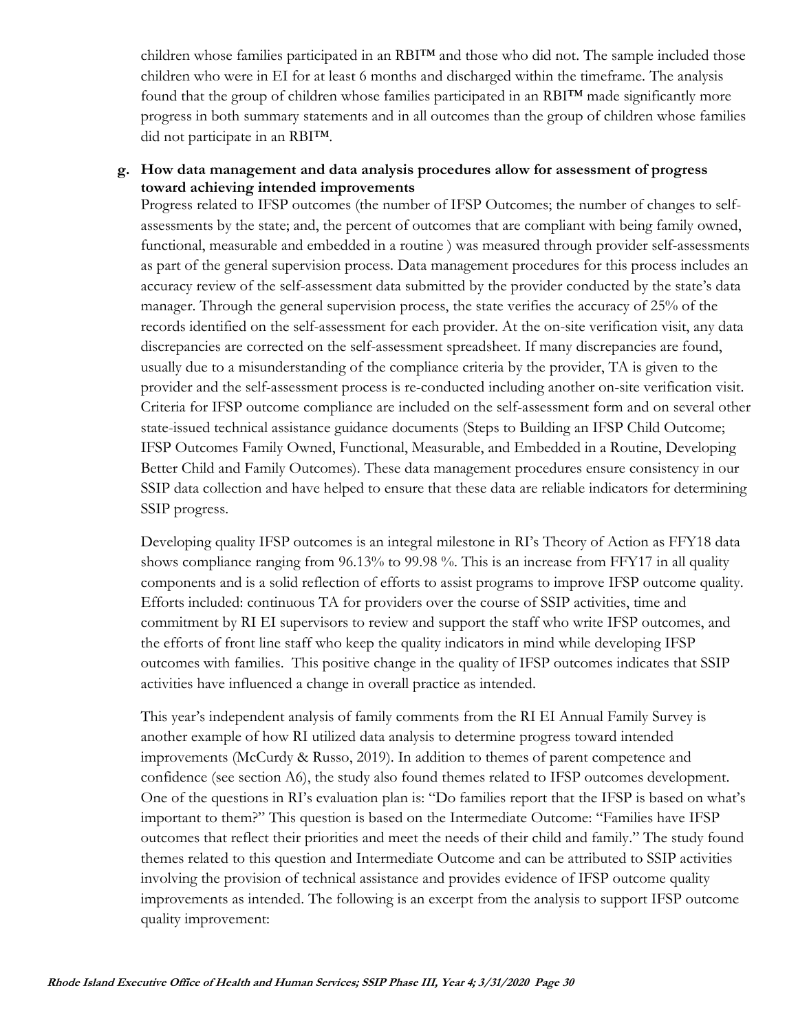children whose families participated in an RBI™ and those who did not. The sample included those children who were in EI for at least 6 months and discharged within the timeframe. The analysis found that the group of children whose families participated in an RBI™ made significantly more progress in both summary statements and in all outcomes than the group of children whose families did not participate in an RBI™.

**g. How data management and data analysis procedures allow for assessment of progress toward achieving intended improvements**

Progress related to IFSP outcomes (the number of IFSP Outcomes; the number of changes to self-assessments by the state; and, the percent of outcomes that are compliant with being family owned, functional, measurable and embedded in a routine ) was measured through provider self-assessments as part of the general supervision process. Data management procedures for this process includes an accuracy review of the self-assessment data submitted by the provider conducted by the state's data manager. Through the general supervision process, the state verifies the accuracy of 25% of the records identified on the self-assessment for each provider. At the on-site verification visit, any data discrepancies are corrected on the self-assessment spreadsheet. If many discrepancies are found, usually due to a misunderstanding of the compliance criteria by the provider, TA is given to the provider and the self-assessment process is re-conducted including another on-site verification visit. Criteria for IFSP outcome compliance are included on the self-assessment form and on several other state-issued technical assistance guidance documents (Steps to Building an IFSP Child Outcome; IFSP Outcomes Family Owned, Functional, Measurable, and Embedded in a Routine, Developing Better Child and Family Outcomes). These data management procedures ensure consistency in our SSIP data collection and have helped to ensure that these data are reliable indicators for determining SSIP progress.

Developing quality IFSP outcomes is an integral milestone in RI's Theory of Action as FFY18 data shows compliance ranging from 96.13% to 99.98 %. This is an increase from FFY17 in all quality components and is a solid reflection of efforts to assist programs to improve IFSP outcome quality. Efforts included: continuous TA for providers over the course of SSIP activities, time and commitment by RI EI supervisors to review and support the staff who write IFSP outcomes, and the efforts of front line staff who keep the quality indicators in mind while developing IFSP outcomes with families. This positive change in the quality of IFSP outcomes indicates that SSIP activities have influenced a change in overall practice as intended.

This year's independent analysis of family comments from the RI EI Annual Family Survey is another example of how RI utilized data analysis to determine progress toward intended improvements (McCurdy & Russo, 2019). In addition to themes of parent competence and confidence (see section A6), the study also found themes related to IFSP outcomes development. One of the questions in RI's evaluation plan is: "Do families report that the IFSP is based on what's important to them?" This question is based on the Intermediate Outcome: "Families have IFSP outcomes that reflect their priorities and meet the needs of their child and family." The study found themes related to this question and Intermediate Outcome and can be attributed to SSIP activities involving the provision of technical assistance and provides evidence of IFSP outcome quality improvements as intended. The following is an excerpt from the analysis to support IFSP outcome quality improvement: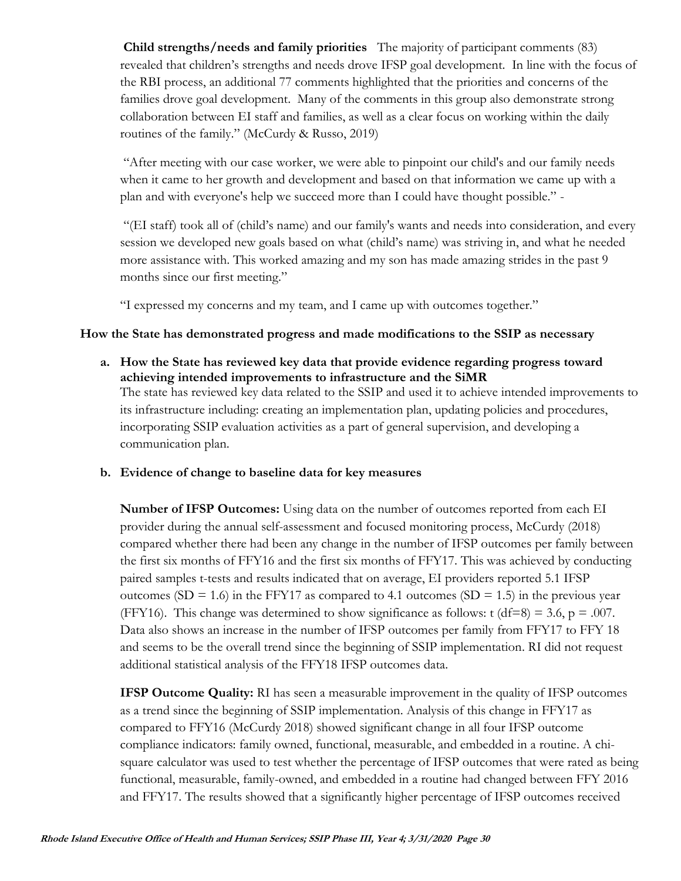**Child strengths/needs and family priorities** The majority of participant comments (83) revealed that children's strengths and needs drove IFSP goal development. In line with the focus of the RBI process, an additional 77 comments highlighted that the priorities and concerns of the families drove goal development. Many of the comments in this group also demonstrate strong collaboration between EI staff and families, as well as a clear focus on working within the daily routines of the family." (McCurdy & Russo, 2019)

"After meeting with our case worker, we were able to pinpoint our child's and our family needs when it came to her growth and development and based on that information we came up with a plan and with everyone's help we succeed more than I could have thought possible." -

"(EI staff) took all of (child's name) and our family's wants and needs into consideration, and every session we developed new goals based on what (child's name) was striving in, and what he needed more assistance with. This worked amazing and my son has made amazing strides in the past 9 months since our first meeting."

"I expressed my concerns and my team, and I came up with outcomes together."

**How the State has demonstrated progress and made modifications to the SSIP as necessary**

**a. How the State has reviewed key data that provide evidence regarding progress toward achieving intended improvements to infrastructure and the SiMR**

The state has reviewed key data related to the SSIP and used it to achieve intended improvements to its infrastructure including: creating an implementation plan, updating policies and procedures, incorporating SSIP evaluation activities as a part of general supervision, and developing a communication plan.

**b. Evidence of change to baseline data for key measures**

**Number of IFSP Outcomes:** Using data on the number of outcomes reported from each EI provider during the annual self-assessment and focused monitoring process, McCurdy (2018) compared whether there had been any change in the number of IFSP outcomes per family between the first six months of FFY16 and the first six months of FFY17. This was achieved by conducting paired samples t-tests and results indicated that on average, EI providers reported 5.1 IFSP outcomes (SD = 1.6) in the FFY17 as compared to 4.1 outcomes (SD = 1.5) in the previous year (FFY16). This change was determined to show significance as follows: $t\ (df=8) = 3.6$, $p = .007$. Data also shows an increase in the number of IFSP outcomes per family from FFY17 to FFY 18 and seems to be the overall trend since the beginning of SSIP implementation. RI did not request additional statistical analysis of the FFY18 IFSP outcomes data.

**IFSP Outcome Quality:** RI has seen a measurable improvement in the quality of IFSP outcomes as a trend since the beginning of SSIP implementation. Analysis of this change in FFY17 as compared to FFY16 (McCurdy 2018) showed significant change in all four IFSP outcome compliance indicators: family owned, functional, measurable, and embedded in a routine. A chi-square calculator was used to test whether the percentage of IFSP outcomes that were rated as being functional, measurable, family-owned, and embedded in a routine had changed between FFY 2016 and FFY17. The results showed that a significantly higher percentage of IFSP outcomes received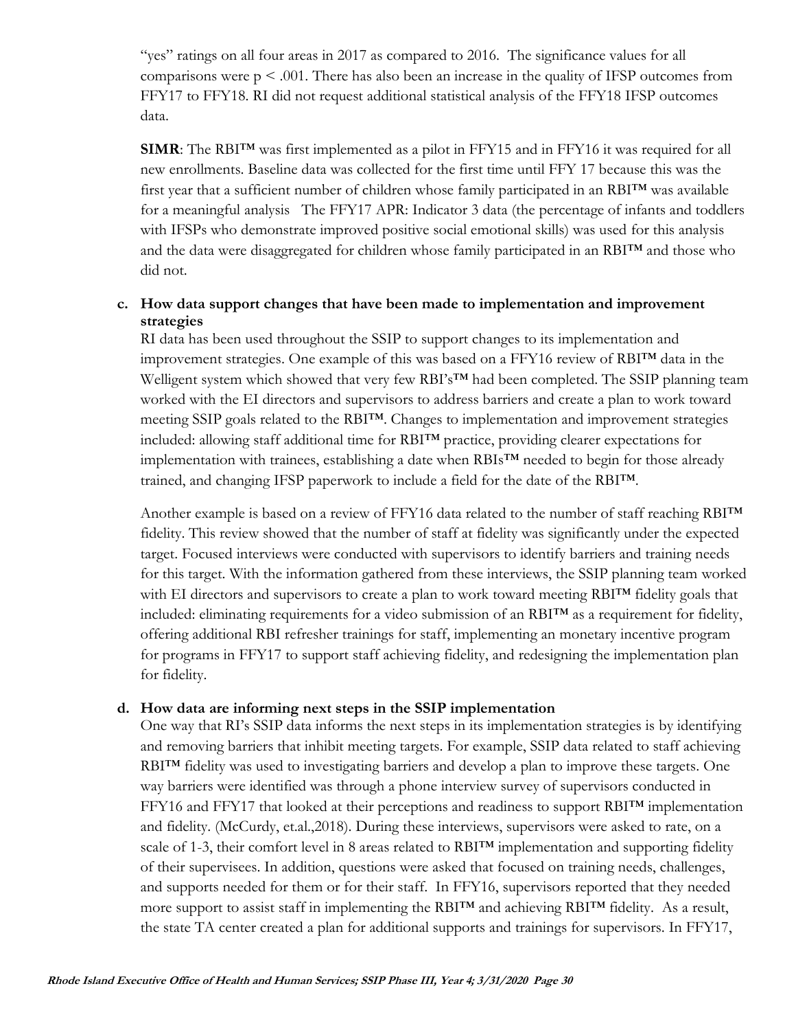"yes" ratings on all four areas in 2017 as compared to 2016. The significance values for all comparisons were $p < .001$. There has also been an increase in the quality of IFSP outcomes from FFY17 to FFY18. RI did not request additional statistical analysis of the FFY18 IFSP outcomes data.

**SIMR**: The RBI™ was first implemented as a pilot in FFY15 and in FFY16 it was required for all new enrollments. Baseline data was collected for the first time until FFY 17 because this was the first year that a sufficient number of children whose family participated in an RBI™ was available for a meaningful analysis The FFY17 APR: Indicator 3 data (the percentage of infants and toddlers with IFSPs who demonstrate improved positive social emotional skills) was used for this analysis and the data were disaggregated for children whose family participated in an RBI™ and those who did not.

**c. How data support changes that have been made to implementation and improvement strategies**

RI data has been used throughout the SSIP to support changes to its implementation and improvement strategies. One example of this was based on a FFY16 review of RBI™ data in the Welligent system which showed that very few RBI's™ had been completed. The SSIP planning team worked with the EI directors and supervisors to address barriers and create a plan to work toward meeting SSIP goals related to the RBI™. Changes to implementation and improvement strategies included: allowing staff additional time for RBI™ practice, providing clearer expectations for implementation with trainees, establishing a date when RBIs™ needed to begin for those already trained, and changing IFSP paperwork to include a field for the date of the RBI™.

Another example is based on a review of FFY16 data related to the number of staff reaching RBI™ fidelity. This review showed that the number of staff at fidelity was significantly under the expected target. Focused interviews were conducted with supervisors to identify barriers and training needs for this target. With the information gathered from these interviews, the SSIP planning team worked with EI directors and supervisors to create a plan to work toward meeting RBI™ fidelity goals that included: eliminating requirements for a video submission of an RBI™ as a requirement for fidelity, offering additional RBI refresher trainings for staff, implementing an monetary incentive program for programs in FFY17 to support staff achieving fidelity, and redesigning the implementation plan for fidelity.

**d. How data are informing next steps in the SSIP implementation**

One way that RI's SSIP data informs the next steps in its implementation strategies is by identifying and removing barriers that inhibit meeting targets. For example, SSIP data related to staff achieving RBI™ fidelity was used to investigating barriers and develop a plan to improve these targets. One way barriers were identified was through a phone interview survey of supervisors conducted in FFY16 and FFY17 that looked at their perceptions and readiness to support RBI™ implementation and fidelity. (McCurdy, et.al.,2018). During these interviews, supervisors were asked to rate, on a scale of 1-3, their comfort level in 8 areas related to RBI™ implementation and supporting fidelity of their supervisees. In addition, questions were asked that focused on training needs, challenges, and supports needed for them or for their staff. In FFY16, supervisors reported that they needed more support to assist staff in implementing the RBI™ and achieving RBI™ fidelity. As a result, the state TA center created a plan for additional supports and trainings for supervisors. In FFY17,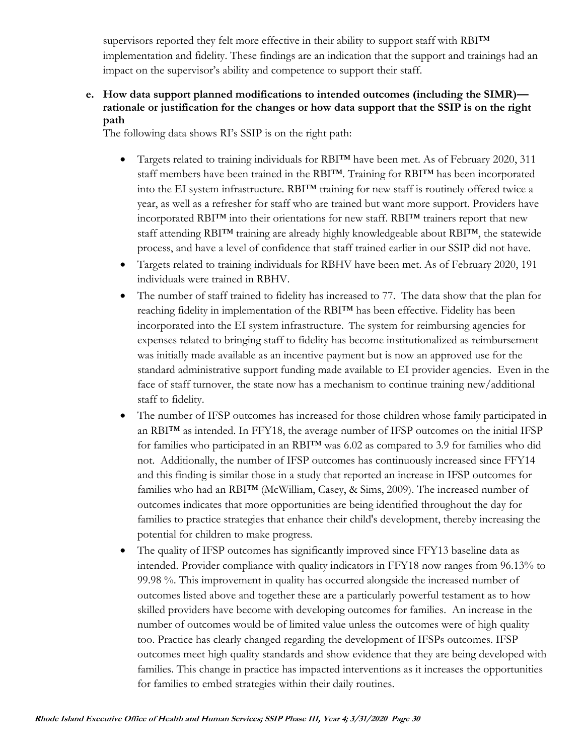supervisors reported they felt more effective in their ability to support staff with RBI™ implementation and fidelity. These findings are an indication that the support and trainings had an impact on the supervisor's ability and competence to support their staff.

**e. How data support planned modifications to intended outcomes (including the SIMR)—rationale or justification for the changes or how data support that the SSIP is on the right path**

The following data shows RI's SSIP is on the right path:

- Targets related to training individuals for RBI™ have been met. As of February 2020, 311 staff members have been trained in the RBI™. Training for RBI™ has been incorporated into the EI system infrastructure. RBI™ training for new staff is routinely offered twice a year, as well as a refresher for staff who are trained but want more support. Providers have incorporated RBI™ into their orientations for new staff. RBI™ trainers report that new staff attending RBI™ training are already highly knowledgeable about RBI™, the statewide process, and have a level of confidence that staff trained earlier in our SSIP did not have.
- Targets related to training individuals for RBHV have been met. As of February 2020, 191 individuals were trained in RBHV.
- The number of staff trained to fidelity has increased to 77. The data show that the plan for reaching fidelity in implementation of the RBI™ has been effective. Fidelity has been incorporated into the EI system infrastructure. The system for reimbursing agencies for expenses related to bringing staff to fidelity has become institutionalized as reimbursement was initially made available as an incentive payment but is now an approved use for the standard administrative support funding made available to EI provider agencies. Even in the face of staff turnover, the state now has a mechanism to continue training new/additional staff to fidelity.
- The number of IFSP outcomes has increased for those children whose family participated in an RBI™ as intended. In FFY18, the average number of IFSP outcomes on the initial IFSP for families who participated in an RBI™ was 6.02 as compared to 3.9 for families who did not. Additionally, the number of IFSP outcomes has continuously increased since FFY14 and this finding is similar those in a study that reported an increase in IFSP outcomes for families who had an RBI™ (McWilliam, Casey, & Sims, 2009). The increased number of outcomes indicates that more opportunities are being identified throughout the day for families to practice strategies that enhance their child's development, thereby increasing the potential for children to make progress.
- The quality of IFSP outcomes has significantly improved since FFY13 baseline data as intended. Provider compliance with quality indicators in FFY18 now ranges from 96.13% to 99.98 %. This improvement in quality has occurred alongside the increased number of outcomes listed above and together these are a particularly powerful testament as to how skilled providers have become with developing outcomes for families. An increase in the number of outcomes would be of limited value unless the outcomes were of high quality too. Practice has clearly changed regarding the development of IFSPs outcomes. IFSP outcomes meet high quality standards and show evidence that they are being developed with families. This change in practice has impacted interventions as it increases the opportunities for families to embed strategies within their daily routines.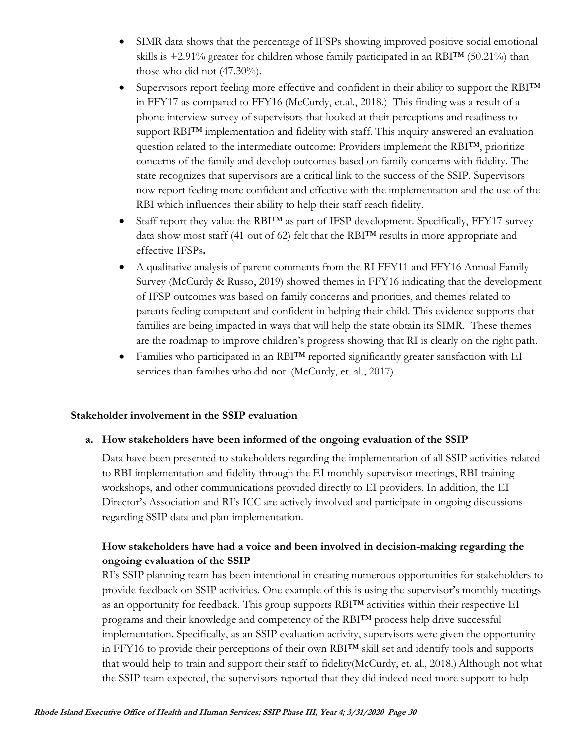- SIMR data shows that the percentage of IFSPs showing improved positive social emotional skills is +2.91% greater for children whose family participated in an RBI™ (50.21%) than those who did not (47.30%).
- Supervisors report feeling more effective and confident in their ability to support the RBI™ in FFY17 as compared to FFY16 (McCurdy, et.al., 2018.) This finding was a result of a phone interview survey of supervisors that looked at their perceptions and readiness to support RBI™ implementation and fidelity with staff. This inquiry answered an evaluation question related to the intermediate outcome: Providers implement the RBI™, prioritize concerns of the family and develop outcomes based on family concerns with fidelity. The state recognizes that supervisors are a critical link to the success of the SSIP. Supervisors now report feeling more confident and effective with the implementation and the use of the RBI which influences their ability to help their staff reach fidelity.
- Staff report they value the RBI™ as part of IFSP development. Specifically, FFY17 survey data show most staff (41 out of 62) felt that the RBI™ results in more appropriate and effective IFSPs**.**
- A qualitative analysis of parent comments from the RI FFY11 and FFY16 Annual Family Survey (McCurdy & Russo, 2019) showed themes in FFY16 indicating that the development of IFSP outcomes was based on family concerns and priorities, and themes related to parents feeling competent and confident in helping their child. This evidence supports that families are being impacted in ways that will help the state obtain its SIMR. These themes are the roadmap to improve children's progress showing that RI is clearly on the right path.
- Families who participated in an RBI™ reported significantly greater satisfaction with EI services than families who did not. (McCurdy, et. al., 2017).

**Stakeholder involvement in the SSIP evaluation**

**a. How stakeholders have been informed of the ongoing evaluation of the SSIP**

Data have been presented to stakeholders regarding the implementation of all SSIP activities related to RBI implementation and fidelity through the EI monthly supervisor meetings, RBI training workshops, and other communications provided directly to EI providers. In addition, the EI Director's Association and RI's ICC are actively involved and participate in ongoing discussions regarding SSIP data and plan implementation.

**How stakeholders have had a voice and been involved in decision-making regarding the ongoing evaluation of the SSIP**

RI's SSIP planning team has been intentional in creating numerous opportunities for stakeholders to provide feedback on SSIP activities. One example of this is using the supervisor's monthly meetings as an opportunity for feedback. This group supports RBI™ activities within their respective EI programs and their knowledge and competency of the RBI™ process help drive successful implementation. Specifically, as an SSIP evaluation activity, supervisors were given the opportunity in FFY16 to provide their perceptions of their own RBI™ skill set and identify tools and supports that would help to train and support their staff to fidelity(McCurdy, et. al., 2018.) Although not what the SSIP team expected, the supervisors reported that they did indeed need more support to help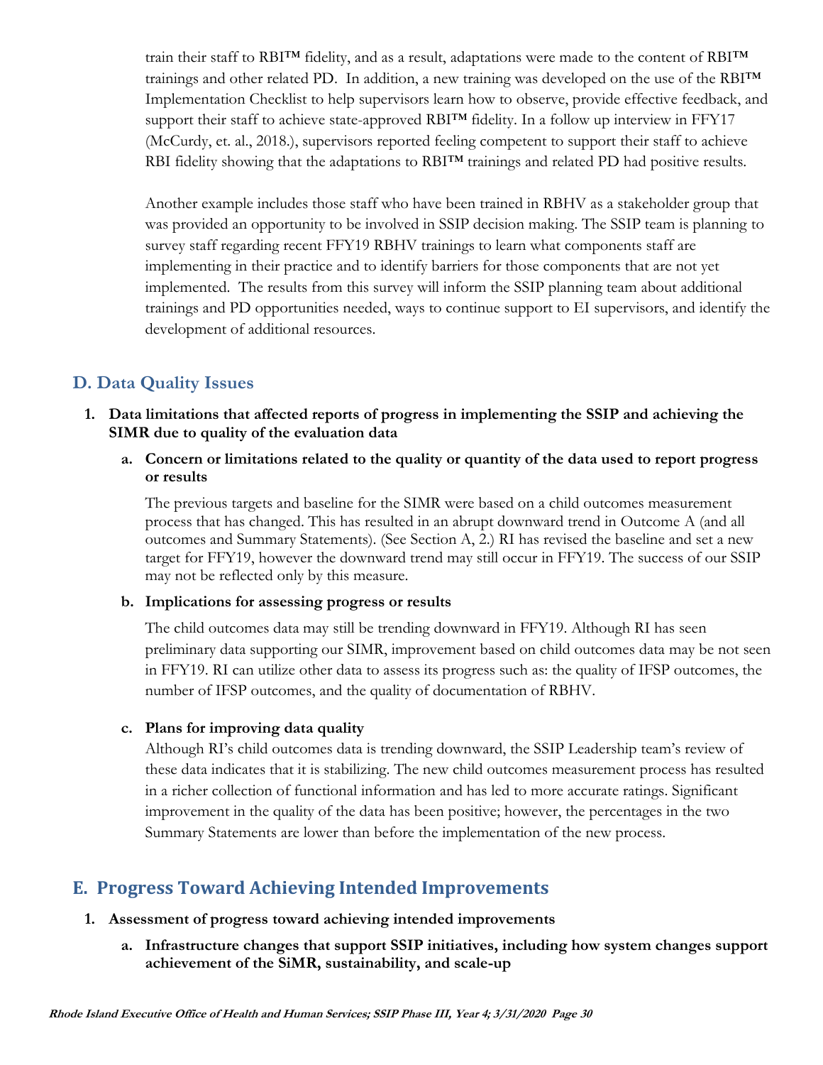train their staff to RBI™ fidelity, and as a result, adaptations were made to the content of RBI™ trainings and other related PD. In addition, a new training was developed on the use of the RBI™ Implementation Checklist to help supervisors learn how to observe, provide effective feedback, and support their staff to achieve state-approved RBI™ fidelity. In a follow up interview in FFY17 (McCurdy, et. al., 2018.), supervisors reported feeling competent to support their staff to achieve RBI fidelity showing that the adaptations to RBI™ trainings and related PD had positive results.

Another example includes those staff who have been trained in RBHV as a stakeholder group that was provided an opportunity to be involved in SSIP decision making. The SSIP team is planning to survey staff regarding recent FFY19 RBHV trainings to learn what components staff are implementing in their practice and to identify barriers for those components that are not yet implemented. The results from this survey will inform the SSIP planning team about additional trainings and PD opportunities needed, ways to continue support to EI supervisors, and identify the development of additional resources.

## D. Data Quality Issues

**1. Data limitations that affected reports of progress in implementing the SSIP and achieving the SIMR due to quality of the evaluation data**

**a. Concern or limitations related to the quality or quantity of the data used to report progress or results**

The previous targets and baseline for the SIMR were based on a child outcomes measurement process that has changed. This has resulted in an abrupt downward trend in Outcome A (and all outcomes and Summary Statements). (See Section A, 2.) RI has revised the baseline and set a new target for FFY19, however the downward trend may still occur in FFY19. The success of our SSIP may not be reflected only by this measure.

**b. Implications for assessing progress or results**

The child outcomes data may still be trending downward in FFY19. Although RI has seen preliminary data supporting our SIMR, improvement based on child outcomes data may be not seen in FFY19. RI can utilize other data to assess its progress such as: the quality of IFSP outcomes, the number of IFSP outcomes, and the quality of documentation of RBHV.

**c. Plans for improving data quality**

Although RI's child outcomes data is trending downward, the SSIP Leadership team's review of these data indicates that it is stabilizing. The new child outcomes measurement process has resulted in a richer collection of functional information and has led to more accurate ratings. Significant improvement in the quality of the data has been positive; however, the percentages in the two Summary Statements are lower than before the implementation of the new process.

## E. Progress Toward Achieving Intended Improvements

**1. Assessment of progress toward achieving intended improvements**

**a. Infrastructure changes that support SSIP initiatives, including how system changes support achievement of the SiMR, sustainability, and scale-up**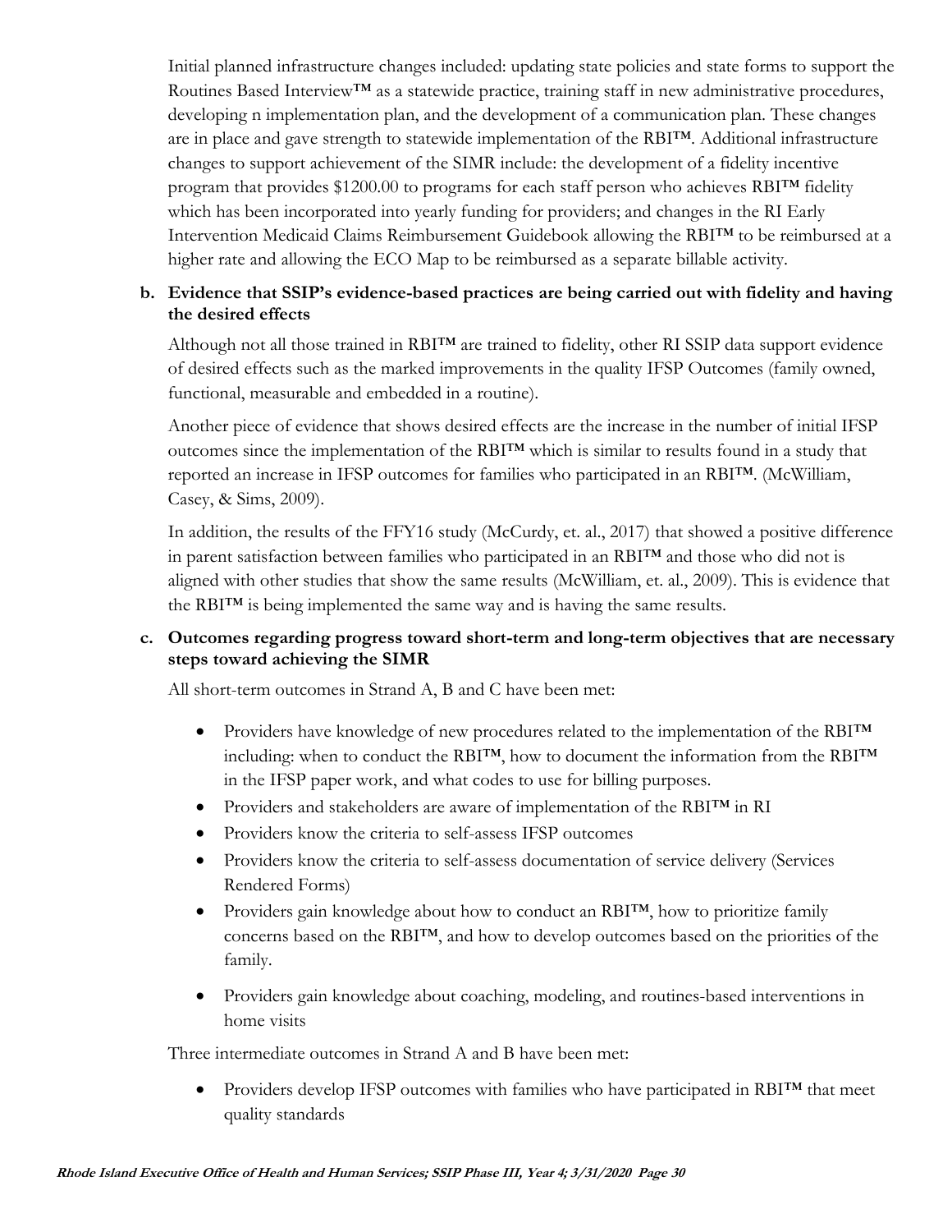Initial planned infrastructure changes included: updating state policies and state forms to support the Routines Based Interview™ as a statewide practice, training staff in new administrative procedures, developing n implementation plan, and the development of a communication plan. These changes are in place and gave strength to statewide implementation of the RBI™. Additional infrastructure changes to support achievement of the SIMR include: the development of a fidelity incentive program that provides $1200.00 to programs for each staff person who achieves RBI™ fidelity which has been incorporated into yearly funding for providers; and changes in the RI Early Intervention Medicaid Claims Reimbursement Guidebook allowing the RBI™ to be reimbursed at a higher rate and allowing the ECO Map to be reimbursed as a separate billable activity.

**b. Evidence that SSIP's evidence-based practices are being carried out with fidelity and having the desired effects**

Although not all those trained in RBI™ are trained to fidelity, other RI SSIP data support evidence of desired effects such as the marked improvements in the quality IFSP Outcomes (family owned, functional, measurable and embedded in a routine).

Another piece of evidence that shows desired effects are the increase in the number of initial IFSP outcomes since the implementation of the RBI™ which is similar to results found in a study that reported an increase in IFSP outcomes for families who participated in an RBI™. (McWilliam, Casey, & Sims, 2009).

In addition, the results of the FFY16 study (McCurdy, et. al., 2017) that showed a positive difference in parent satisfaction between families who participated in an RBI™ and those who did not is aligned with other studies that show the same results (McWilliam, et. al., 2009). This is evidence that the RBI™ is being implemented the same way and is having the same results.

**c. Outcomes regarding progress toward short-term and long-term objectives that are necessary steps toward achieving the SIMR**

All short-term outcomes in Strand A, B and C have been met:

- Providers have knowledge of new procedures related to the implementation of the RBI™ including: when to conduct the RBI™, how to document the information from the RBI™ in the IFSP paper work, and what codes to use for billing purposes.
- Providers and stakeholders are aware of implementation of the RBI™ in RI
- Providers know the criteria to self-assess IFSP outcomes
- Providers know the criteria to self-assess documentation of service delivery (Services Rendered Forms)
- Providers gain knowledge about how to conduct an RBI™, how to prioritize family concerns based on the RBI™, and how to develop outcomes based on the priorities of the family.
- Providers gain knowledge about coaching, modeling, and routines-based interventions in home visits

Three intermediate outcomes in Strand A and B have been met:

- Providers develop IFSP outcomes with families who have participated in RBI™ that meet quality standards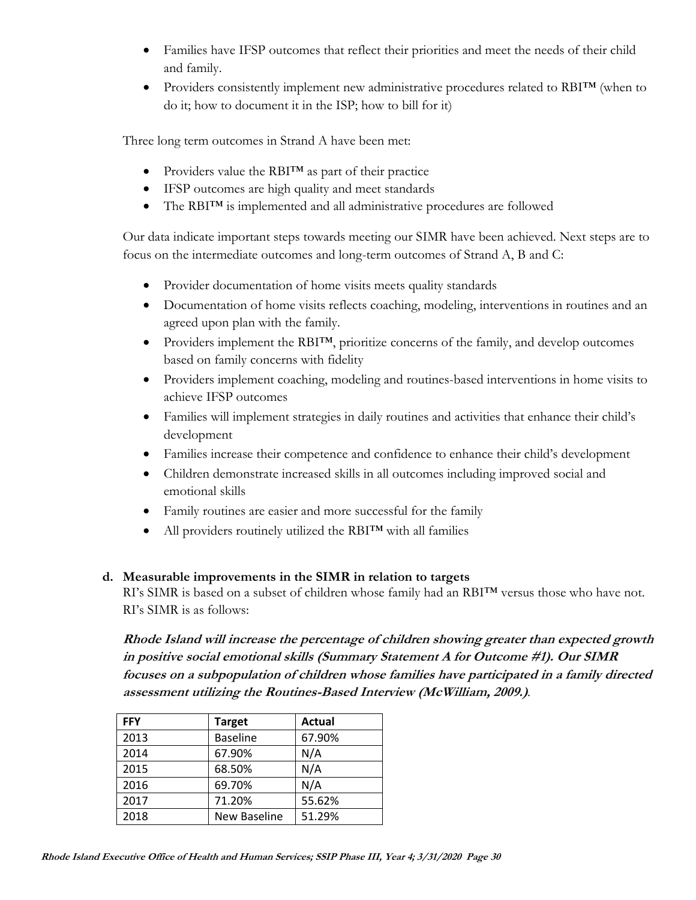- Families have IFSP outcomes that reflect their priorities and meet the needs of their child and family.
- Providers consistently implement new administrative procedures related to RBI™ (when to do it; how to document it in the ISP; how to bill for it)

Three long term outcomes in Strand A have been met:

- Providers value the RBI™ as part of their practice
- IFSP outcomes are high quality and meet standards
- The RBI™ is implemented and all administrative procedures are followed

Our data indicate important steps towards meeting our SIMR have been achieved. Next steps are to focus on the intermediate outcomes and long-term outcomes of Strand A, B and C:

- Provider documentation of home visits meets quality standards
- Documentation of home visits reflects coaching, modeling, interventions in routines and an agreed upon plan with the family.
- Providers implement the RBI™, prioritize concerns of the family, and develop outcomes based on family concerns with fidelity
- Providers implement coaching, modeling and routines-based interventions in home visits to achieve IFSP outcomes
- Families will implement strategies in daily routines and activities that enhance their child's development
- Families increase their competence and confidence to enhance their child's development
- Children demonstrate increased skills in all outcomes including improved social and emotional skills
- Family routines are easier and more successful for the family
- All providers routinely utilized the RBI™ with all families

**d. Measurable improvements in the SIMR in relation to targets**

RI's SIMR is based on a subset of children whose family had an RBI™ versus those who have not. RI's SIMR is as follows:

***Rhode Island will increase the percentage of children showing greater than expected growth in positive social emotional skills (Summary Statement A for Outcome #1). Our SIMR focuses on a subpopulation of children whose families have participated in a family directed assessment utilizing the Routines-Based Interview (McWilliam, 2009.).***

| FFY | Target | Actual |
|---|---|---|
| 2013 | Baseline | 67.90% |
| 2014 | 67.90% | N/A |
| 2015 | 68.50% | N/A |
| 2016 | 69.70% | N/A |
| 2017 | 71.20% | 55.62% |
| 2018 | New Baseline | 51.29% |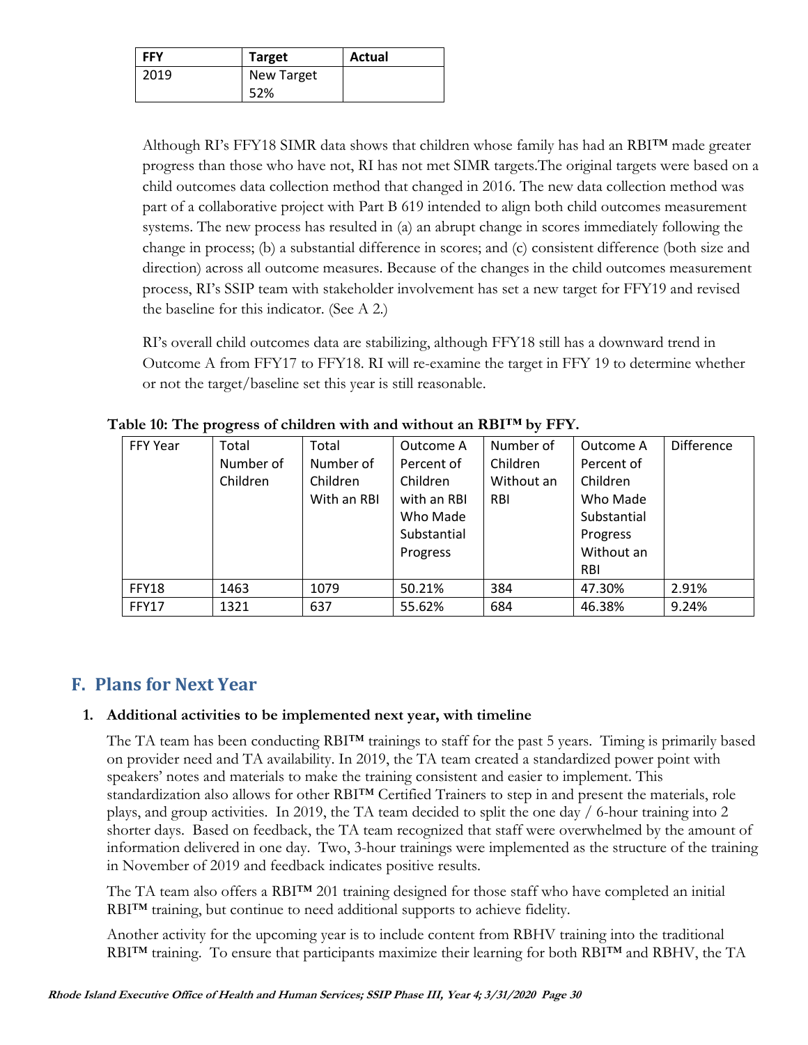| FFY | Target | Actual |
|---|---|---|
| 2019 | New Target 52% | |

Although RI's FFY18 SIMR data shows that children whose family has had an RBI™ made greater progress than those who have not, RI has not met SIMR targets.The original targets were based on a child outcomes data collection method that changed in 2016. The new data collection method was part of a collaborative project with Part B 619 intended to align both child outcomes measurement systems. The new process has resulted in (a) an abrupt change in scores immediately following the change in process; (b) a substantial difference in scores; and (c) consistent difference (both size and direction) across all outcome measures. Because of the changes in the child outcomes measurement process, RI's SSIP team with stakeholder involvement has set a new target for FFY19 and revised the baseline for this indicator. (See A 2.)

RI's overall child outcomes data are stabilizing, although FFY18 still has a downward trend in Outcome A from FFY17 to FFY18. RI will re-examine the target in FFY 19 to determine whether or not the target/baseline set this year is still reasonable.

**Table 10: The progress of children with and without an RBI™ by FFY.**

| FFY Year | Total Number of Children | Total Number of Children With an RBI | Outcome A Percent of Children with an RBI Who Made Substantial Progress | Number of Children Without an RBI | Outcome A Percent of Children Who Made Substantial Progress Without an RBI | Difference |
|---|---|---|---|---|---|---|
| FFY18 | 1463 | 1079 | 50.21% | 384 | 47.30% | 2.91% |
| FFY17 | 1321 | 637 | 55.62% | 684 | 46.38% | 9.24% |

## F. Plans for Next Year

### 1. Additional activities to be implemented next year, with timeline

The TA team has been conducting RBI™ trainings to staff for the past 5 years. Timing is primarily based on provider need and TA availability. In 2019, the TA team created a standardized power point with speakers' notes and materials to make the training consistent and easier to implement. This standardization also allows for other RBI™ Certified Trainers to step in and present the materials, role plays, and group activities. In 2019, the TA team decided to split the one day / 6-hour training into 2 shorter days. Based on feedback, the TA team recognized that staff were overwhelmed by the amount of information delivered in one day. Two, 3-hour trainings were implemented as the structure of the training in November of 2019 and feedback indicates positive results.

The TA team also offers a RBI™ 201 training designed for those staff who have completed an initial RBI™ training, but continue to need additional supports to achieve fidelity.

Another activity for the upcoming year is to include content from RBHV training into the traditional RBI™ training. To ensure that participants maximize their learning for both RBI™ and RBHV, the TA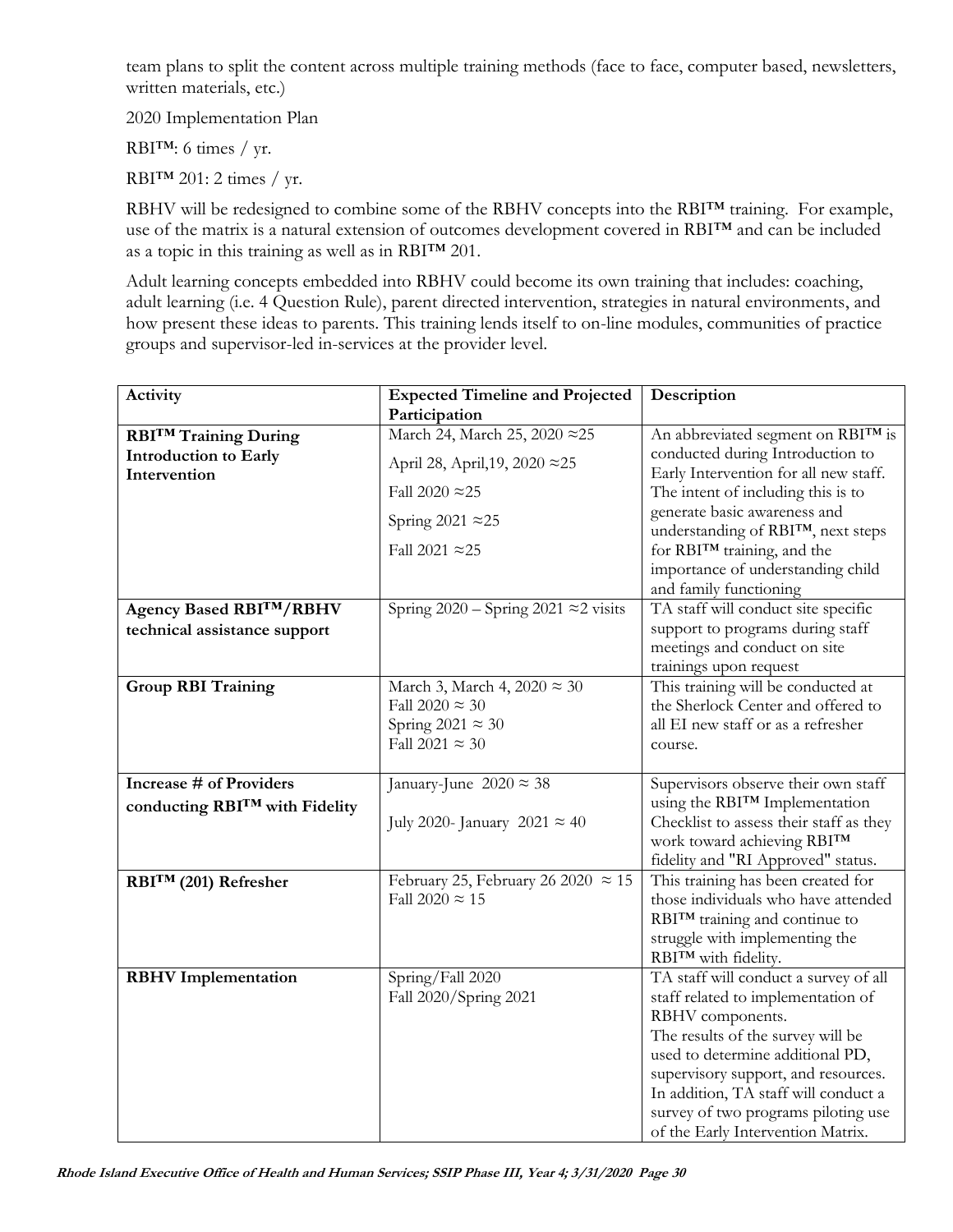team plans to split the content across multiple training methods (face to face, computer based, newsletters, written materials, etc.)

2020 Implementation Plan

RBI™: 6 times / yr.

RBI™ 201: 2 times / yr.

RBHV will be redesigned to combine some of the RBHV concepts into the RBI™ training. For example, use of the matrix is a natural extension of outcomes development covered in RBI™ and can be included as a topic in this training as well as in RBI™ 201.

Adult learning concepts embedded into RBHV could become its own training that includes: coaching, adult learning (i.e. 4 Question Rule), parent directed intervention, strategies in natural environments, and how present these ideas to parents. This training lends itself to on-line modules, communities of practice groups and supervisor-led in-services at the provider level.

| Activity | Expected Timeline and Projected Participation | Description |
|---|---|---|
| **RBI™ Training During Introduction to Early Intervention** | March 24, March 25, 2020 ≈25<br>April 28, April,19, 2020 ≈25<br>Fall 2020 ≈25<br>Spring 2021 ≈25<br>Fall 2021 ≈25 | An abbreviated segment on RBI™ is conducted during Introduction to Early Intervention for all new staff. The intent of including this is to generate basic awareness and understanding of RBI™, next steps for RBI™ training, and the importance of understanding child and family functioning |
| **Agency Based RBI™/RBHV technical assistance support** | Spring 2020 – Spring 2021 ≈2 visits | TA staff will conduct site specific support to programs during staff meetings and conduct on site trainings upon request |
| **Group RBI Training** | March 3, March 4, 2020 ≈ 30<br>Fall 2020 ≈ 30<br>Spring 2021 ≈ 30<br>Fall 2021 ≈ 30 | This training will be conducted at the Sherlock Center and offered to all EI new staff or as a refresher course. |
| **Increase # of Providers conducting RBI™ with Fidelity** | January-June 2020 ≈ 38<br>July 2020- January 2021 ≈ 40 | Supervisors observe their own staff using the RBI™ Implementation Checklist to assess their staff as they work toward achieving RBI™ fidelity and "RI Approved" status. |
| **RBI™ (201) Refresher** | February 25, February 26 2020 ≈ 15<br>Fall 2020 ≈ 15 | This training has been created for those individuals who have attended RBI™ training and continue to struggle with implementing the RBI™ with fidelity. |
| **RBHV Implementation** | Spring/Fall 2020<br>Fall 2020/Spring 2021 | TA staff will conduct a survey of all staff related to implementation of RBHV components.<br>The results of the survey will be used to determine additional PD, supervisory support, and resources. In addition, TA staff will conduct a survey of two programs piloting use of the Early Intervention Matrix. |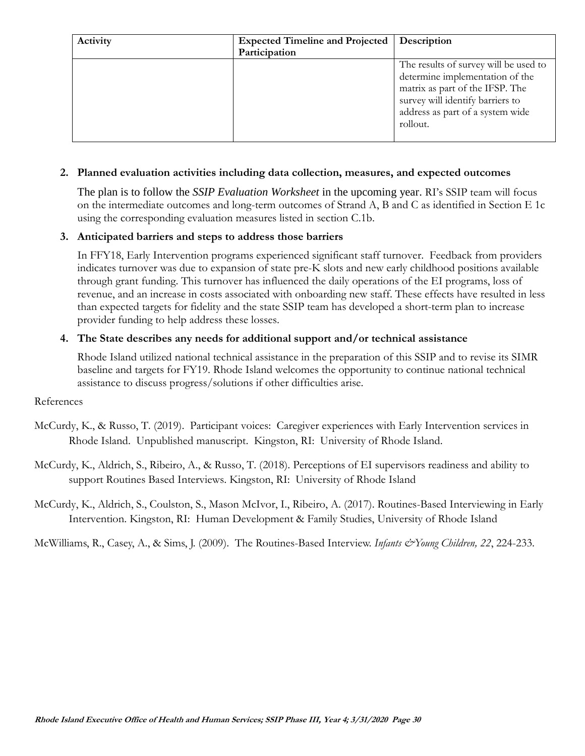| Activity | Expected Timeline and Projected Participation | Description |
| --- | --- | --- |
| | | The results of survey will be used to determine implementation of the matrix as part of the IFSP. The survey will identify barriers to address as part of a system wide rollout. |

**2. Planned evaluation activities including data collection, measures, and expected outcomes**

The plan is to follow the *SSIP Evaluation Worksheet* in the upcoming year. RI's SSIP team will focus on the intermediate outcomes and long-term outcomes of Strand A, B and C as identified in Section E 1c using the corresponding evaluation measures listed in section C.1b.

**3. Anticipated barriers and steps to address those barriers**

In FFY18, Early Intervention programs experienced significant staff turnover. Feedback from providers indicates turnover was due to expansion of state pre-K slots and new early childhood positions available through grant funding. This turnover has influenced the daily operations of the EI programs, loss of revenue, and an increase in costs associated with onboarding new staff. These effects have resulted in less than expected targets for fidelity and the state SSIP team has developed a short-term plan to increase provider funding to help address these losses.

**4. The State describes any needs for additional support and/or technical assistance**

Rhode Island utilized national technical assistance in the preparation of this SSIP and to revise its SIMR baseline and targets for FY19. Rhode Island welcomes the opportunity to continue national technical assistance to discuss progress/solutions if other difficulties arise.

References

McCurdy, K., & Russo, T. (2019). Participant voices: Caregiver experiences with Early Intervention services in Rhode Island. Unpublished manuscript. Kingston, RI: University of Rhode Island.

McCurdy, K., Aldrich, S., Ribeiro, A., & Russo, T. (2018). Perceptions of EI supervisors readiness and ability to support Routines Based Interviews. Kingston, RI: University of Rhode Island

McCurdy, K., Aldrich, S., Coulston, S., Mason McIvor, I., Ribeiro, A. (2017). Routines-Based Interviewing in Early Intervention. Kingston, RI: Human Development & Family Studies, University of Rhode Island

McWilliams, R., Casey, A., & Sims, J. (2009). The Routines-Based Interview. *Infants &Young Children, 22*, 224-233.